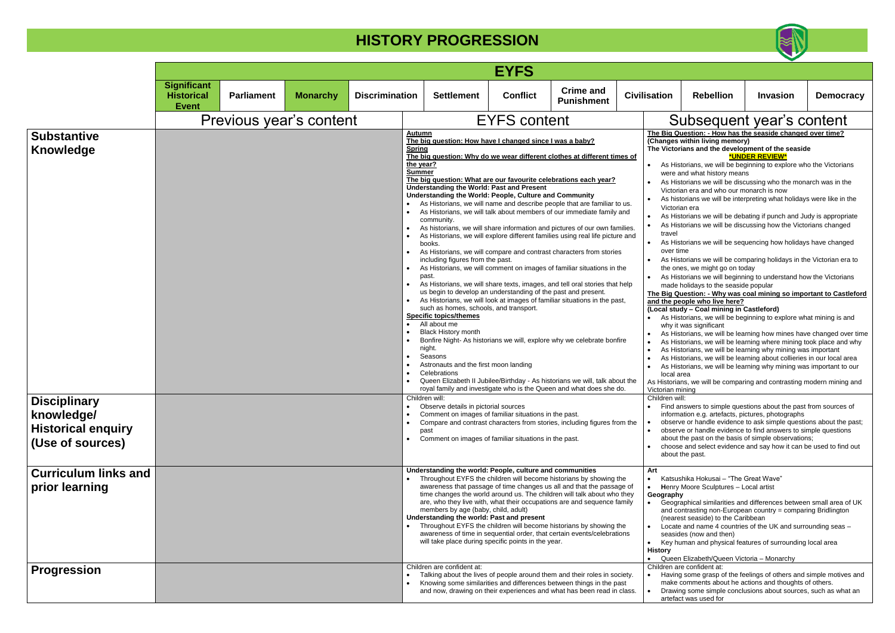# HISTORY PROGRESSION

## EYFS

| | Significant Historical Event | Parliament | Monarchy | Discrimination | Settlement | Conflict | Crime and Punishment | Civilisation | Rebellion | Invasion | Democracy |
|---|---|---|---|---|---|---|---|---|---|---|---|
| | Previous year's content | | | | EYFS content | | | Subsequent year's content | | | |
| **Substantive Knowledge** | | | | | **Autumn**<br>**The big question: How have I changed since I was a baby?**<br>**Spring**<br>**The big question: Why do we wear different clothes at different times of the year?**<br>**Summer**<br>**The big question: What are our favourite celebrations each year?**<br>**Understanding the World: Past and Present**<br>**Understanding the World: People, Culture and Community**<br>• As Historians, we will name and describe people that are familiar to us.<br>• As Historians, we will talk about members of our immediate family and community.<br>• As historians, we will share information and pictures of our own families.<br>• As Historians, we will explore different families using real life picture and books.<br>• As Historians, we will compare and contrast characters from stories including figures from the past.<br>• As Historians, we will comment on images of familiar situations in the past.<br>• As Historians, we will share texts, images, and tell oral stories that help us begin to develop an understanding of the past and present.<br>• As Historians, we will look at images of familiar situations in the past, such as homes, schools, and transport.<br>**Specific topics/themes**<br>• All about me<br>• Black History month<br>• Bonfire Night- As historians we will, explore why we celebrate bonfire night.<br>• Seasons<br>• Astronauts and the first moon landing<br>• Celebrations<br>• Queen Elizabeth II Jubilee/Birthday - As historians we will, talk about the royal family and investigate who is the Queen and what does she do. | | | **The Big Question: - How has the seaside changed over time?**<br>**(Changes within living memory)**<br>**The Victorians and the development of the seaside**<br>***UNDER REVIEW***<br>• As Historians, we will be beginning to explore who the Victorians were and what history means<br>• As Historians we will be discussing who the monarch was in the Victorian era and who our monarch is now<br>• As historians we will be interpreting what holidays were like in the Victorian era<br>• As Historians we will be debating if punch and Judy is appropriate<br>• As Historians we will be discussing how the Victorians changed travel<br>• As Historians we will be sequencing how holidays have changed over time<br>• As Historians we will be comparing holidays in the Victorian era to the ones, we might go on today<br>• As Historians we will beginning to understand how the Victorians made holidays to the seaside popular<br>**The Big Question: - Why was coal mining so important to Castleford and the people who live here?**<br>**(Local study – Coal mining in Castleford)**<br>• As Historians, we will be beginning to explore what mining is and why it was significant<br>• As Historians, we will be learning how mines have changed over time<br>• As Historians, we will be learning where mining took place and why<br>• As Historians, we will be learning why mining was important<br>• As Historians, we will be learning about collieries in our local area<br>• As Historians, we will be learning why mining was important to our local area<br>As Historians, we will be comparing and contrasting modern mining and Victorian mining | | | |
| **Disciplinary knowledge/ Historical enquiry (Use of sources)** | | | | | Children will:<br>• Observe details in pictorial sources<br>• Comment on images of familiar situations in the past.<br>• Compare and contrast characters from stories, including figures from the past<br>• Comment on images of familiar situations in the past. | | | Children will:<br>• Find answers to simple questions about the past from sources of information e.g. artefacts, pictures, photographs<br>• observe or handle evidence to ask simple questions about the past;<br>• observe or handle evidence to find answers to simple questions about the past on the basis of simple observations;<br>• choose and select evidence and say how it can be used to find out about the past. | | | |
| **Curriculum links and prior learning** | | | | | **Understanding the world: People, culture and communities**<br>• Throughout EYFS the children will become historians by showing the awareness that passage of time changes us all and that the passage of time changes the world around us. The children will talk about who they are, who they live with, what their occupations are and sequence family members by age (baby, child, adult)<br>**Understanding the world: Past and present**<br>• Throughout EYFS the children will become historians by showing the awareness of time in sequential order, that certain events/celebrations will take place during specific points in the year. | | | **Art**<br>• Katsushika Hokusai – "The Great Wave"<br>• Henry Moore Sculptures – Local artist<br>**Geography**<br>• Geographical similarities and differences between small area of UK and contrasting non-European country = comparing Bridlington (nearest seaside) to the Caribbean<br>• Locate and name 4 countries of the UK and surrounding seas – seasides (now and then)<br>• Key human and physical features of surrounding local area<br>**History**<br>• Queen Elizabeth/Queen Victoria – Monarchy | | | |
| **Progression** | | | | | Children are confident at:<br>• Talking about the lives of people around them and their roles in society.<br>• Knowing some similarities and differences between things in the past and now, drawing on their experiences and what has been read in class. | | | Children are confident at:<br>• Having some grasp of the feelings of others and simple motives and make comments about the actions and thoughts of others.<br>• Drawing some simple conclusions about sources, such as what an artefact was used for | | | |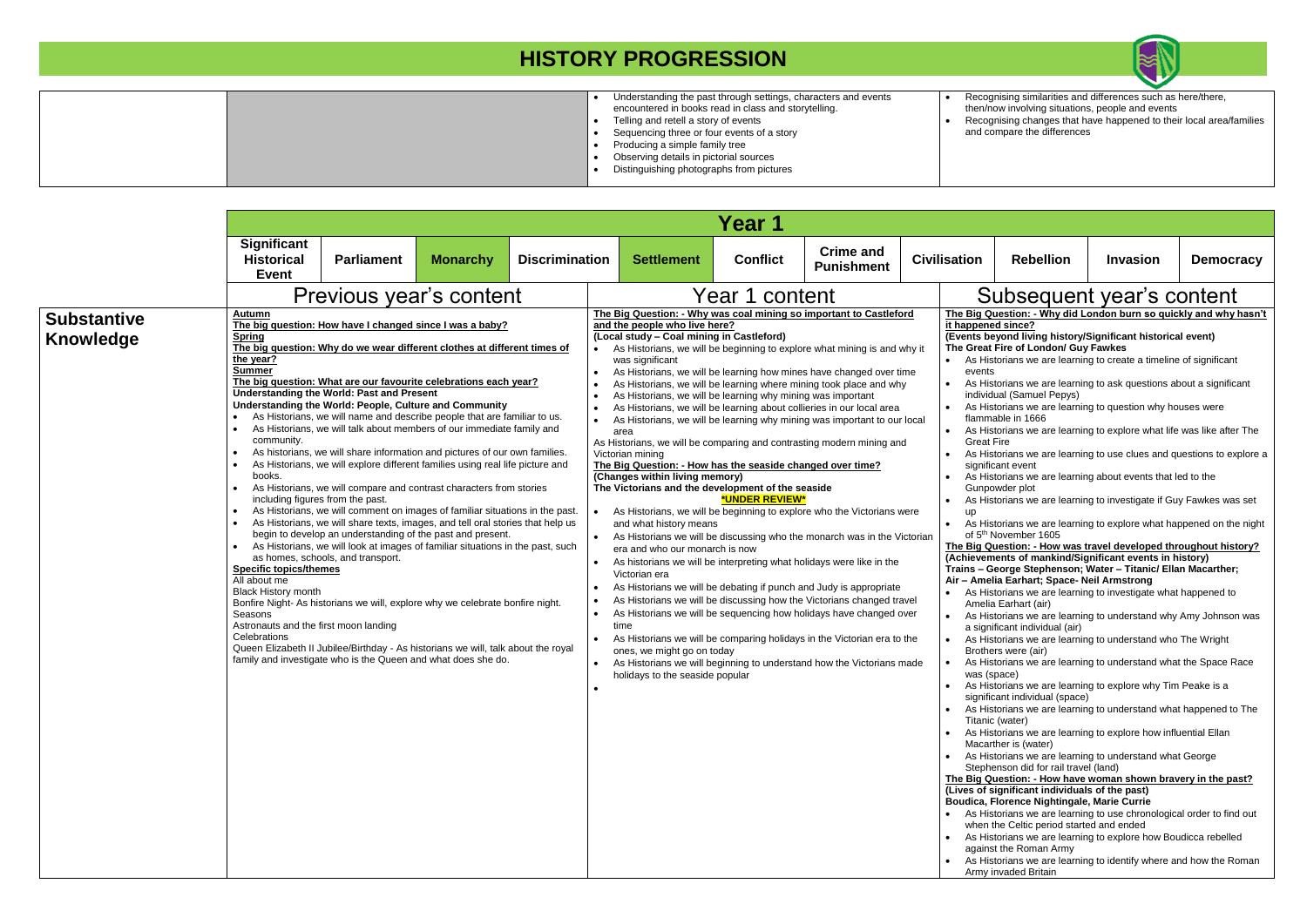# HISTORY PROGRESSION

| | | |
|---|---|---|
| | • Understanding the past through settings, characters and events encountered in books read in class and storytelling.<br>• Telling and retell a story of events<br>• Sequencing three or four events of a story<br>• Producing a simple family tree<br>• Observing details in pictorial sources<br>• Distinguishing photographs from pictures | • Recognising similarities and differences such as here/there, then/now involving situations, people and events<br>• Recognising changes that have happened to their local area/families and compare the differences |

## Year 1

| Significant Historical Event | Parliament | Monarchy | Discrimination | Settlement | Conflict | Crime and Punishment | Civilisation | Rebellion | Invasion | Democracy |
|---|---|---|---|---|---|---|---|---|---|---|

| | Previous year's content | Year 1 content | Subsequent year's content |
|---|---|---|---|
| **Substantive Knowledge** | **Autumn**<br>**The big question: How have I changed since I was a baby?**<br>**Spring**<br>**The big question: Why do we wear different clothes at different times of the year?**<br>**Summer**<br>**The big question: What are our favourite celebrations each year?**<br>**Understanding the World: Past and Present**<br>**Understanding the World: People, Culture and Community**<br>• As Historians, we will name and describe people that are familiar to us.<br>• As Historians, we will talk about members of our immediate family and community.<br>• As historians, we will share information and pictures of our own families.<br>• As Historians, we will explore different families using real life picture and books.<br>• As Historians, we will compare and contrast characters from stories including figures from the past.<br>• As Historians, we will comment on images of familiar situations in the past.<br>• As Historians, we will share texts, images, and tell oral stories that help us begin to develop an understanding of the past and present.<br>• As Historians, we will look at images of familiar situations in the past, such as homes, schools, and transport.<br>**Specific topics/themes**<br>All about me<br>Black History month<br>Bonfire Night- As historians we will, explore why we celebrate bonfire night.<br>Seasons<br>Astronauts and the first moon landing<br>Celebrations<br>Queen Elizabeth II Jubilee/Birthday - As historians we will, talk about the royal family and investigate who is the Queen and what does she do. | **The Big Question: - Why was coal mining so important to Castleford and the people who live here?**<br>**(Local study – Coal mining in Castleford)**<br>• As Historians, we will be beginning to explore what mining is and why it was significant<br>• As Historians, we will be learning how mines have changed over time<br>• As Historians, we will be learning where mining took place and why<br>• As Historians, we will be learning why mining was important<br>• As Historians, we will be learning about collieries in our local area<br>• As Historians, we will be learning why mining was important to our local area<br>As Historians, we will be comparing and contrasting modern mining and Victorian mining<br>**The Big Question: - How has the seaside changed over time?**<br>**(Changes within living memory)**<br>**The Victorians and the development of the seaside**<br>**\*UNDER REVIEW\***<br>• As Historians, we will be beginning to explore who the Victorians were and what history means<br>• As Historians we will be discussing who the monarch was in the Victorian era and who our monarch is now<br>• As historians we will be interpreting what holidays were like in the Victorian era<br>• As Historians we will be debating if punch and Judy is appropriate<br>• As Historians we will be discussing how the Victorians changed travel<br>• As Historians we will be sequencing how holidays have changed over time<br>• As Historians we will be comparing holidays in the Victorian era to the ones, we might go on today<br>• As Historians we will beginning to understand how the Victorians made holidays to the seaside popular<br>• | **The Big Question: - Why did London burn so quickly and why hasn't it happened since?**<br>**(Events beyond living history/Significant historical event)**<br>**The Great Fire of London/ Guy Fawkes**<br>• As Historians we are learning to create a timeline of significant events<br>• As Historians we are learning to ask questions about a significant individual (Samuel Pepys)<br>• As Historians we are learning to question why houses were flammable in 1666<br>• As Historians we are learning to explore what life was like after The Great Fire<br>• As Historians we are learning to use clues and questions to explore a significant event<br>• As Historians we are learning about events that led to the Gunpowder plot<br>• As Historians we are learning to investigate if Guy Fawkes was set up<br>• As Historians we are learning to explore what happened on the night of 5th November 1605<br>**The Big Question: - How was travel developed throughout history?**<br>**(Achievements of mankind/Significant events in history)**<br>**Trains – George Stephenson; Water – Titanic/ Ellan Macarther; Air – Amelia Earhart; Space- Neil Armstrong**<br>• As Historians we are learning to investigate what happened to Amelia Earhart (air)<br>• As Historians we are learning to understand why Amy Johnson was a significant individual (air)<br>• As Historians we are learning to understand who The Wright Brothers were (air)<br>• As Historians we are learning to understand what the Space Race was (space)<br>• As Historians we are learning to explore why Tim Peake is a significant individual (space)<br>• As Historians we are learning to understand what happened to The Titanic (water)<br>• As Historians we are learning to explore how influential Ellan Macarther is (water)<br>• As Historians we are learning to understand what George Stephenson did for rail travel (land)<br>**The Big Question: - How have woman shown bravery in the past?**<br>**(Lives of significant individuals of the past)**<br>**Boudica, Florence Nightingale, Marie Currie**<br>• As Historians we are learning to use chronological order to find out when the Celtic period started and ended<br>• As Historians we are learning to explore how Boudicca rebelled against the Roman Army<br>• As Historians we are learning to identify where and how the Roman Army invaded Britain |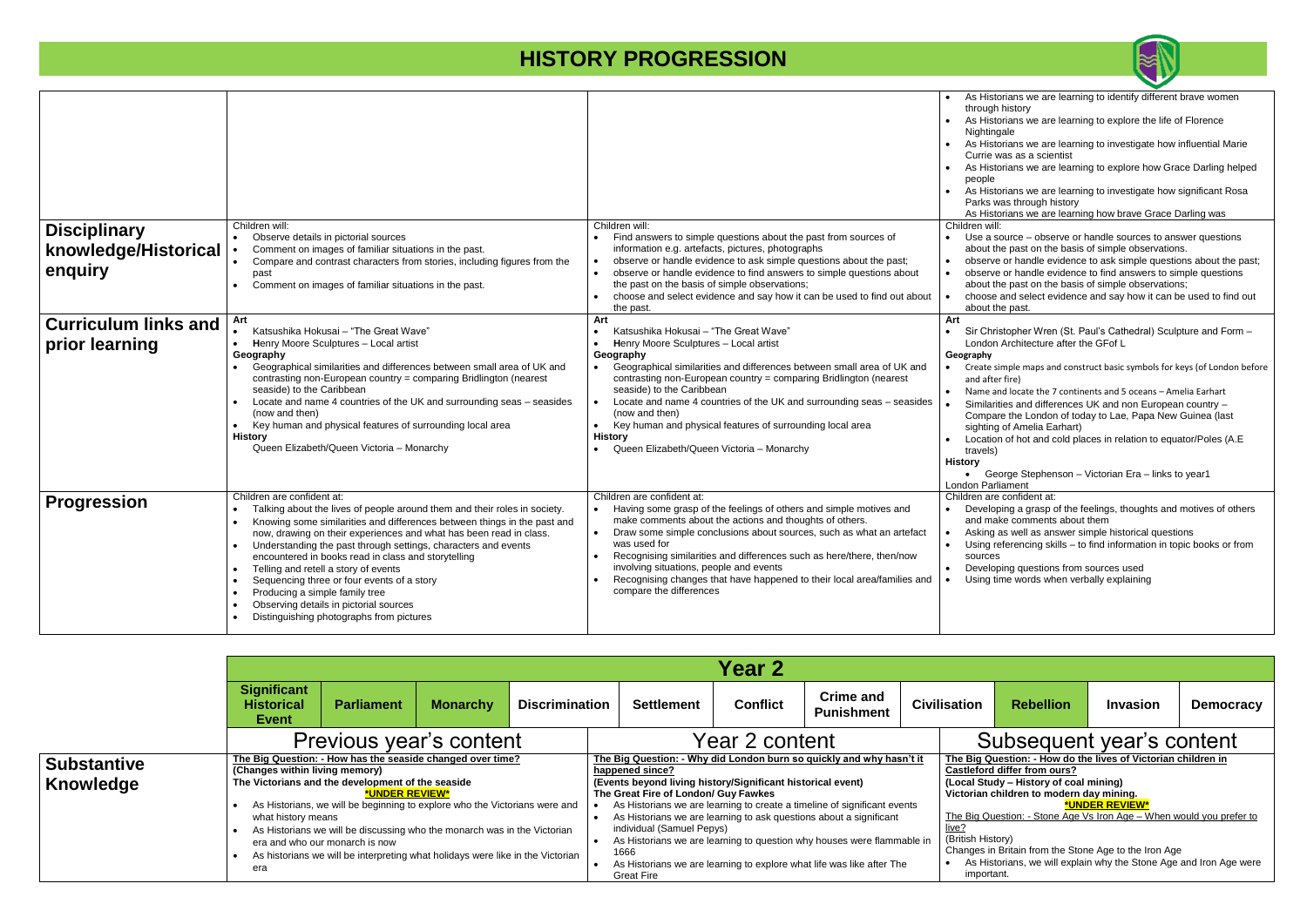# HISTORY PROGRESSION

| | | | |
|---|---|---|---|
| | | | • As Historians we are learning to identify different brave women through history<br>• As Historians we are learning to explore the life of Florence Nightingale<br>• As Historians we are learning to investigate how influential Marie Curie was as a scientist<br>• As Historians we are learning to explore how Grace Darling helped people<br>• As Historians we are learning to investigate how significant Rosa Parks was through history<br>As Historians we are learning how brave Grace Darling was |
| **Disciplinary knowledge/Historical enquiry** | Children will:<br>• Observe details in pictorial sources<br>• Comment on images of familiar situations in the past.<br>• Compare and contrast characters from stories, including figures from the past<br>• Comment on images of familiar situations in the past. | Children will:<br>• Find answers to simple questions about the past from sources of information e.g. artefacts, pictures, photographs<br>• observe or handle evidence to ask simple questions about the past;<br>• observe or handle evidence to find answers to simple questions about the past on the basis of simple observations;<br>• choose and select evidence and say how it can be used to find out about the past. | Children will:<br>• Use a source – observe or handle sources to answer questions about the past on the basis of simple observations.<br>• observe or handle evidence to ask simple questions about the past;<br>• observe or handle evidence to find answers to simple questions about the past on the basis of simple observations;<br>• choose and select evidence and say how it can be used to find out about the past. |
| **Curriculum links and prior learning** | **Art**<br>• Katsushika Hokusai – "The Great Wave"<br>• Henry Moore Sculptures – Local artist<br>**Geography**<br>• Geographical similarities and differences between small area of UK and contrasting non-European country = comparing Bridlington (nearest seaside) to the Caribbean<br>• Locate and name 4 countries of the UK and surrounding seas – seasides (now and then)<br>• Key human and physical features of surrounding local area<br>**History**<br>Queen Elizabeth/Queen Victoria – Monarchy | **Art**<br>• Katsushika Hokusai – "The Great Wave"<br>• Henry Moore Sculptures – Local artist<br>**Geography**<br>• Geographical similarities and differences between small area of UK and contrasting non-European country = comparing Bridlington (nearest seaside) to the Caribbean<br>• Locate and name 4 countries of the UK and surrounding seas – seasides (now and then)<br>• Key human and physical features of surrounding local area<br>**History**<br>• Queen Elizabeth/Queen Victoria – Monarchy | **Art**<br>• Sir Christopher Wren (St. Paul's Cathedral) Sculpture and Form – London Architecture after the GFof L<br>**Geography**<br>• Create simple maps and construct basic symbols for keys (of London before and after fire)<br>• Name and locate the 7 continents and 5 oceans – Amelia Earhart<br>• Similarities and differences UK and non European country – Compare the London of today to Lae, Papa New Guinea (last sighting of Amelia Earhart)<br>• Location of hot and cold places in relation to equator/Poles (A.E travels)<br>**History**<br>• George Stephenson – Victorian Era – links to year1<br>London Parliament |
| **Progression** | Children are confident at:<br>• Talking about the lives of people around them and their roles in society.<br>• Knowing some similarities and differences between things in the past and now, drawing on their experiences and what has been read in class.<br>• Understanding the past through settings, characters and events encountered in books read in class and storytelling<br>• Telling and retell a story of events<br>• Sequencing three or four events of a story<br>• Producing a simple family tree<br>• Observing details in pictorial sources<br>• Distinguishing photographs from pictures | Children are confident at:<br>• Having some grasp of the feelings of others and simple motives and make comments about the actions and thoughts of others.<br>• Draw some simple conclusions about sources, such as what an artefact was used for<br>• Recognising similarities and differences such as here/there, then/now involving situations, people and events<br>• Recognising changes that have happened to their local area/families and compare the differences | Children are confident at:<br>• Developing a grasp of the feelings, thoughts and motives of others and make comments about them<br>• Asking as well as answer simple historical questions<br>• Using referencing skills – to find information in topic books or from sources<br>• Developing questions from sources used<br>• Using time words when verbally explaining |

## Year 2

| | Significant Historical Event | Parliament | Monarchy | Discrimination | Settlement | Conflict | Crime and Punishment | Civilisation | Rebellion | Invasion | Democracy |
|---|---|---|---|---|---|---|---|---|---|---|---|
| | Previous year's content | | | | Year 2 content | | | Subsequent year's content | | | |
| **Substantive Knowledge** | **The Big Question: - How has the seaside changed over time?**<br>**(Changes within living memory)**<br>**The Victorians and the development of the seaside**<br>**\*UNDER REVIEW\***<br>• As Historians, we will be beginning to explore who the Victorians were and what history means<br>• As Historians we will be discussing who the monarch was in the Victorian era and who our monarch is now<br>• As historians we will be interpreting what holidays were like in the Victorian era | | | | **The Big Question: - Why did London burn so quickly and why hasn't it happened since?**<br>**(Events beyond living history/Significant historical event)**<br>**The Great Fire of London/ Guy Fawkes**<br>• As Historians we are learning to create a timeline of significant events<br>• As Historians we are learning to ask questions about a significant individual (Samuel Pepys)<br>• As Historians we are learning to question why houses were flammable in 1666<br>• As Historians we are learning to explore what life was like after The Great Fire | | | **The Big Question: - How do the lives of Victorian children in Castleford differ from ours?**<br>**(Local Study – History of coal mining)**<br>**Victorian children to modern day mining.**<br>**\*UNDER REVIEW\***<br>The Big Question: - Stone Age Vs Iron Age – When would you prefer to live?<br>(British History)<br>Changes in Britain from the Stone Age to the Iron Age<br>• As Historians, we will explain why the Stone Age and Iron Age were important. | | | |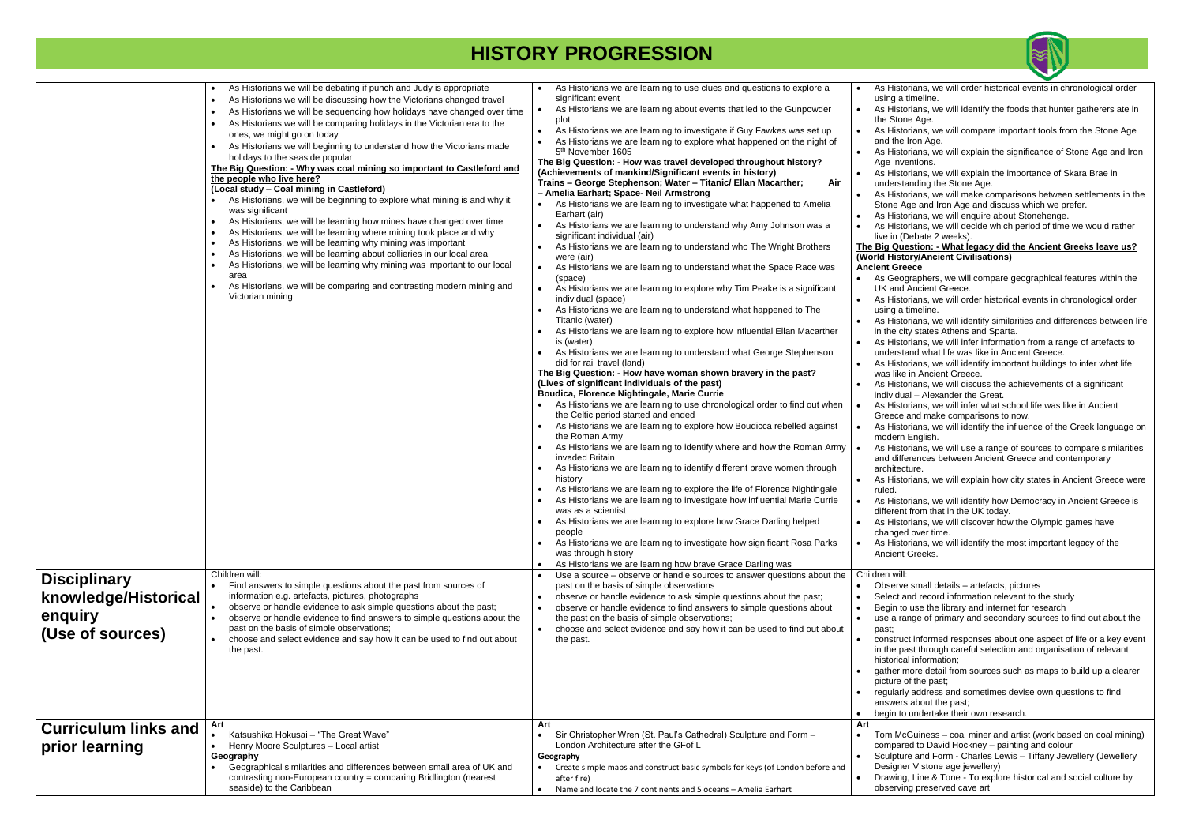# HISTORY PROGRESSION

| | | | |
|---|---|---|---|
| | • As Historians we will be debating if punch and Judy is appropriate<br>• As Historians we will be discussing how the Victorians changed travel<br>• As Historians we will be sequencing how holidays have changed over time<br>• As Historians we will be comparing holidays in the Victorian era to the ones, we might go on today<br>• As Historians we will beginning to understand how the Victorians made holidays to the seaside popular<br>**The Big Question: - Why was coal mining so important to Castleford and the people who live here?**<br>**(Local study – Coal mining in Castleford)**<br>• As Historians, we will be beginning to explore what mining is and why it was significant<br>• As Historians, we will be learning how mines have changed over time<br>• As Historians, we will be learning where mining took place and why<br>• As Historians, we will be learning why mining was important<br>• As Historians, we will be learning about collieries in our local area<br>• As Historians, we will be learning why mining was important to our local area<br>• As Historians, we will be comparing and contrasting modern mining and Victorian mining | • As Historians we are learning to use clues and questions to explore a significant event<br>• As Historians we are learning about events that led to the Gunpowder plot<br>• As Historians we are learning to investigate if Guy Fawkes was set up<br>• As Historians we are learning to explore what happened on the night of 5th November 1605<br>**The Big Question: - How was travel developed throughout history?**<br>**(Achievements of mankind/Significant events in history)**<br>**Trains – George Stephenson; Water – Titanic/ Ellan Macarther; Air – Amelia Earhart; Space- Neil Armstrong**<br>• As Historians we are learning to investigate what happened to Amelia Earhart (air)<br>• As Historians we are learning to understand why Amy Johnson was a significant individual (air)<br>• As Historians we are learning to understand who The Wright Brothers were (air)<br>• As Historians we are learning to understand what the Space Race was (space)<br>• As Historians we are learning to explore why Tim Peake is a significant individual (space)<br>• As Historians we are learning to understand what happened to The Titanic (water)<br>• As Historians we are learning to explore how influential Ellan Macarther is (water)<br>• As Historians we are learning to understand what George Stephenson did for rail travel (land)<br>**The Big Question: - How have woman shown bravery in the past?**<br>**(Lives of significant individuals of the past)**<br>**Boudica, Florence Nightingale, Marie Currie**<br>• As Historians we are learning to use chronological order to find out when the Celtic period started and ended<br>• As Historians we are learning to explore how Boudicca rebelled against the Roman Army<br>• As Historians we are learning to identify where and how the Roman Army invaded Britain<br>• As Historians we are learning to identify different brave women through history<br>• As Historians we are learning to explore the life of Florence Nightingale<br>• As Historians we are learning to investigate how influential Marie Currie was as a scientist<br>• As Historians we are learning to explore how Grace Darling helped people<br>• As Historians we are learning to investigate how significant Rosa Parks was through history<br>• As Historians we are learning how brave Grace Darling was | • As Historians, we will order historical events in chronological order using a timeline.<br>• As Historians, we will identify the foods that hunter gatherers ate in the Stone Age.<br>• As Historians, we will compare important tools from the Stone Age and the Iron Age.<br>• As Historians, we will explain the significance of Stone Age and Iron Age inventions.<br>• As Historians, we will explain the importance of Skara Brae in understanding the Stone Age.<br>• As Historians, we will make comparisons between settlements in the Stone Age and Iron Age and discuss which we prefer.<br>• As Historians, we will enquire about Stonehenge.<br>• As Historians, we will decide which period of time we would rather live in (Debate 2 weeks).<br>**The Big Question: - What legacy did the Ancient Greeks leave us?**<br>**(World History/Ancient Civilisations)**<br>**Ancient Greece**<br>• As Geographers, we will compare geographical features within the UK and Ancient Greece.<br>• As Historians, we will order historical events in chronological order using a timeline.<br>• As Historians, we will identify similarities and differences between life in the city states Athens and Sparta.<br>• As Historians, we will infer information from a range of artefacts to understand what life was like in Ancient Greece.<br>• As Historians, we will identify important buildings to infer what life was like in Ancient Greece.<br>• As Historians, we will discuss the achievements of a significant individual – Alexander the Great.<br>• As Historians, we will infer what school life was like in Ancient Greece and make comparisons to now.<br>• As Historians, we will identify the influence of the Greek language on modern English.<br>• As Historians, we will use a range of sources to compare similarities and differences between Ancient Greece and contemporary architecture.<br>• As Historians, we will explain how city states in Ancient Greece were ruled.<br>• As Historians, we will identify how Democracy in Ancient Greece is different from that in the UK today.<br>• As Historians, we will discover how the Olympic games have changed over time.<br>• As Historians, we will identify the most important legacy of the Ancient Greeks. |
| **Disciplinary knowledge/Historical enquiry (Use of sources)** | Children will:<br>• Find answers to simple questions about the past from sources of information e.g. artefacts, pictures, photographs<br>• observe or handle evidence to ask simple questions about the past;<br>• observe or handle evidence to find answers to simple questions about the past on the basis of simple observations;<br>• choose and select evidence and say how it can be used to find out about the past. | • Use a source – observe or handle sources to answer questions about the past on the basis of simple observations<br>• observe or handle evidence to ask simple questions about the past;<br>• observe or handle evidence to find answers to simple questions about the past on the basis of simple observations;<br>• choose and select evidence and say how it can be used to find out about the past. | Children will:<br>• Observe small details – artefacts, pictures<br>• Select and record information relevant to the study<br>• Begin to use the library and internet for research<br>• use a range of primary and secondary sources to find out about the past;<br>• construct informed responses about one aspect of life or a key event in the past through careful selection and organisation of relevant historical information;<br>• gather more detail from sources such as maps to build up a clearer picture of the past;<br>• regularly address and sometimes devise own questions to find answers about the past;<br>• begin to undertake their own research. |
| **Curriculum links and prior learning** | **Art**<br>• Katsushika Hokusai – "The Great Wave"<br>• Henry Moore Sculptures – Local artist<br>**Geography**<br>• Geographical similarities and differences between small area of UK and contrasting non-European country = comparing Bridlington (nearest seaside) to the Caribbean | **Art**<br>• Sir Christopher Wren (St. Paul's Cathedral) Sculpture and Form – London Architecture after the GFof L<br>**Geography**<br>• Create simple maps and construct basic symbols for keys (of London before and after fire)<br>• Name and locate the 7 continents and 5 oceans – Amelia Earhart | **Art**<br>• Tom McGuiness – coal miner and artist (work based on coal mining) compared to David Hockney – painting and colour<br>• Sculpture and Form - Charles Lewis – Tiffany Jewellery (Jewellery Designer V stone age jewellery)<br>• Drawing, Line & Tone - To explore historical and social culture by observing preserved cave art |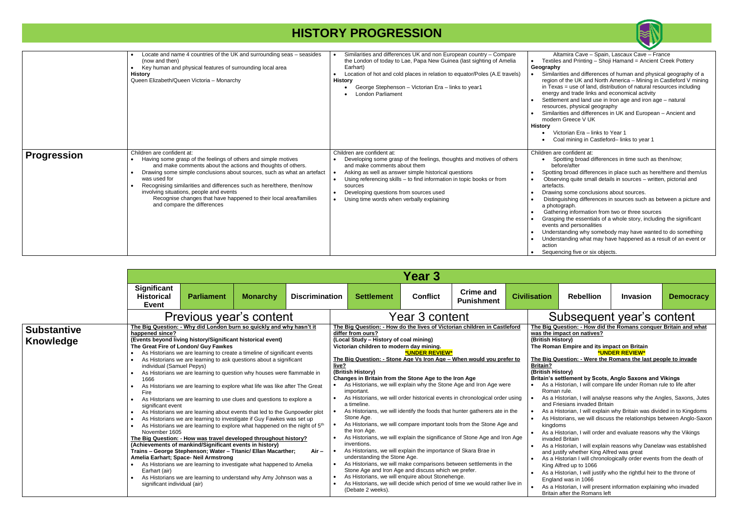# HISTORY PROGRESSION

| | | | |
|---|---|---|---|
| | • Locate and name 4 countries of the UK and surrounding seas – seasides (now and then)<br>• Key human and physical features of surrounding local area<br>**History**<br>Queen Elizabeth/Queen Victoria – Monarchy | • Similarities and differences UK and non European country – Compare the London of today to Lae, Papa New Guinea (last sighting of Amelia Earhart)<br>• Location of hot and cold places in relation to equator/Poles (A.E travels)<br>**History**<br>• George Stephenson – Victorian Era – links to year1<br>• London Parliament | Altamira Cave – Spain, Lascaux Cave – France<br>• Textiles and Printing – Shoji Hamand = Ancient Creek Pottery<br>**Geography**<br>• Similarities and differences of human and physical geography of a region of the UK and North America – Mining in Castleford V mining in Texas = use of land, distribution of natural resources including energy and trade links and economical activity<br>• Settlement and land use in Iron age and iron age – natural resources, physical geography<br>• Similarities and differences in UK and European – Ancient and modern Greece V UK<br>**History**<br>• Victorian Era – links to Year 1<br>• Coal mining in Castleford– links to year 1 |
| **Progression** | Children are confident at:<br>• Having some grasp of the feelings of others and simple motives and make comments about the actions and thoughts of others.<br>• Drawing some simple conclusions about sources, such as what an artefact was used for<br>• Recognising similarities and differences such as here/there, then/now involving situations, people and events<br>Recognise changes that have happened to their local area/families and compare the differences | Children are confident at:<br>• Developing some grasp of the feelings, thoughts and motives of others and make comments about them<br>• Asking as well as answer simple historical questions<br>• Using referencing skills – to find information in topic books or from sources<br>• Developing questions from sources used<br>• Using time words when verbally explaining | Children are confident at:<br>• Spotting broad differences in time such as then/now; before/after<br>• Spotting broad differences in place such as here/there and them/us<br>• Observing quite small details in sources – written, pictorial and artefacts.<br>• Drawing some conclusions about sources.<br>• Distinguishing differences in sources such as between a picture and a photograph.<br>• Gathering information from two or three sources<br>• Grasping the essentials of a whole story, including the significant events and personalities<br>• Understanding why somebody may have wanted to do something<br>• Understanding what may have happened as a result of an event or action<br>• Sequencing five or six objects. |

## Year 3

| | Significant Historical Event | Parliament | Monarchy | Discrimination | Settlement | Conflict | Crime and Punishment | Civilisation | Rebellion | Invasion | Democracy |
|---|---|---|---|---|---|---|---|---|---|---|---|
| | Previous year's content | | | | Year 3 content | | | Subsequent year's content | | | |
| **Substantive Knowledge** | **The Big Question: - Why did London burn so quickly and why hasn't it happened since?**<br>**(Events beyond living history/Significant historical event)**<br>**The Great Fire of London/ Guy Fawkes**<br>• As Historians we are learning to create a timeline of significant events<br>• As Historians we are learning to ask questions about a significant individual (Samuel Pepys)<br>• As Historians we are learning to question why houses were flammable in 1666<br>• As Historians we are learning to explore what life was like after The Great Fire<br>• As Historians we are learning to use clues and questions to explore a significant event<br>• As Historians we are learning about events that led to the Gunpowder plot<br>• As Historians we are learning to investigate if Guy Fawkes was set up<br>• As Historians we are learning to explore what happened on the night of 5th November 1605<br>**The Big Question: - How was travel developed throughout history?**<br>**(Achievements of mankind/Significant events in history)**<br>**Trains – George Stephenson; Water – Titanic/ Ellan Macarther; Air – Amelia Earhart; Space- Neil Armstrong**<br>• As Historians we are learning to investigate what happened to Amelia Earhart (air)<br>• As Historians we are learning to understand why Amy Johnson was a significant individual (air) | | | | **The Big Question: - How do the lives of Victorian children in Castleford differ from ours?**<br>**(Local Study – History of coal mining)**<br>**Victorian children to modern day mining.**<br>**\*UNDER REVIEW\***<br>**The Big Question: - Stone Age Vs Iron Age – When would you prefer to live?**<br>**(British History)**<br>**Changes in Britain from the Stone Age to the Iron Age**<br>• As Historians, we will explain why the Stone Age and Iron Age were important.<br>• As Historians, we will order historical events in chronological order using a timeline.<br>• As Historians, we will identify the foods that hunter gatherers ate in the Stone Age.<br>• As Historians, we will compare important tools from the Stone Age and the Iron Age.<br>• As Historians, we will explain the significance of Stone Age and Iron Age inventions.<br>• As Historians, we will explain the importance of Skara Brae in understanding the Stone Age.<br>• As Historians, we will make comparisons between settlements in the Stone Age and Iron Age and discuss which we prefer.<br>• As Historians, we will enquire about Stonehenge.<br>• As Historians, we will decide which period of time we would rather live in (Debate 2 weeks). | | | **The Big Question: - How did the Romans conquer Britain and what was the impact on natives?**<br>**(British History)**<br>**The Roman Empire and its impact on Britain**<br>**\*UNDER REVIEW\***<br>**The Big Question: - Were the Romans the last people to invade Britain?**<br>**(British History)**<br>**Britain's settlement by Scots, Anglo Saxons and Vikings**<br>• As a Historian, I will compare life under Roman rule to life after Roman rule.<br>• As a Historian, I will analyse reasons why the Angles, Saxons, Jutes and Friesians invaded Britain<br>• As a Historian, I will explain why Britain was divided in to Kingdoms<br>• As Historians, we will discuss the relationships between Anglo-Saxon kingdoms<br>• As a Historian, I will order and evaluate reasons why the Vikings invaded Britain<br>• As a Historian, I will explain reasons why Danelaw was established and justify whether King Alfred was great<br>• As a Historian I will chronologically order events from the death of King Alfred up to 1066<br>• As a Historian, I will justify who the rightful heir to the throne of England was in 1066<br>• As a Historian, I will present information explaining who invaded Britain after the Romans left | | | |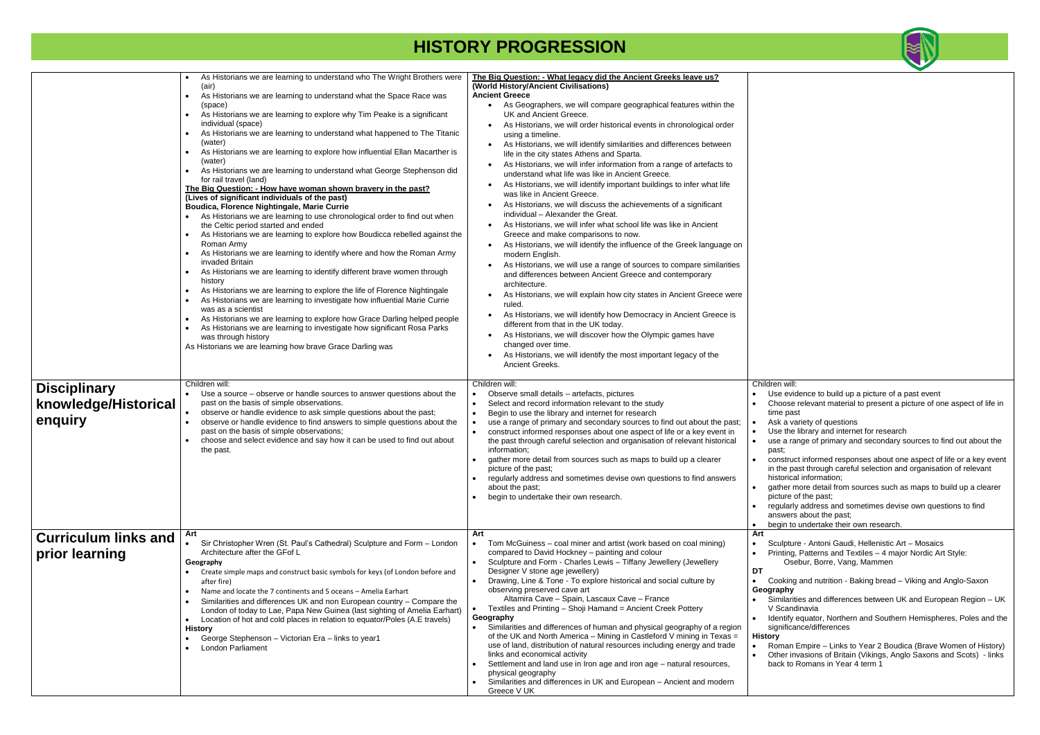# HISTORY PROGRESSION

| | | | |
|---|---|---|---|
| | • As Historians we are learning to understand who The Wright Brothers were (air)<br>• As Historians we are learning to understand what the Space Race was (space)<br>• As Historians we are learning to explore why Tim Peake is a significant individual (space)<br>• As Historians we are learning to understand what happened to The Titanic (water)<br>• As Historians we are learning to explore how influential Ellan Macarther is (water)<br>• As Historians we are learning to understand what George Stephenson did for rail travel (land)<br>**The Big Question: - How have woman shown bravery in the past?**<br>**(Lives of significant individuals of the past)**<br>**Boudica, Florence Nightingale, Marie Currie**<br>• As Historians we are learning to use chronological order to find out when the Celtic period started and ended<br>• As Historians we are learning to explore how Boudicca rebelled against the Roman Army<br>• As Historians we are learning to identify where and how the Roman Army invaded Britain<br>• As Historians we are learning to identify different brave women through history<br>• As Historians we are learning to explore the life of Florence Nightingale<br>• As Historians we are learning to investigate how influential Marie Currie was as a scientist<br>• As Historians we are learning to explore how Grace Darling helped people<br>• As Historians we are learning to investigate how significant Rosa Parks was through history<br>As Historians we are learning how brave Grace Darling was | **The Big Question: - What legacy did the Ancient Greeks leave us?**<br>**(World History/Ancient Civilisations)**<br>**Ancient Greece**<br>• As Geographers, we will compare geographical features within the UK and Ancient Greece.<br>• As Historians, we will order historical events in chronological order using a timeline.<br>• As Historians, we will identify similarities and differences between life in the city states Athens and Sparta.<br>• As Historians, we will infer information from a range of artefacts to understand what life was like in Ancient Greece.<br>• As Historians, we will identify important buildings to infer what life was like in Ancient Greece.<br>• As Historians, we will discuss the achievements of a significant individual – Alexander the Great.<br>• As Historians, we will infer what school life was like in Ancient Greece and make comparisons to now.<br>• As Historians, we will identify the influence of the Greek language on modern English.<br>• As Historians, we will use a range of sources to compare similarities and differences between Ancient Greece and contemporary architecture.<br>• As Historians, we will explain how city states in Ancient Greece were ruled.<br>• As Historians, we will identify how Democracy in Ancient Greece is different from that in the UK today.<br>• As Historians, we will discover how the Olympic games have changed over time.<br>• As Historians, we will identify the most important legacy of the Ancient Greeks. | |
| **Disciplinary knowledge/Historical enquiry** | Children will:<br>• Use a source – observe or handle sources to answer questions about the past on the basis of simple observations.<br>• observe or handle evidence to ask simple questions about the past;<br>• observe or handle evidence to find answers to simple questions about the past on the basis of simple observations;<br>• choose and select evidence and say how it can be used to find out about the past. | Children will:<br>• Observe small details – artefacts, pictures<br>• Select and record information relevant to the study<br>• Begin to use the library and internet for research<br>• use a range of primary and secondary sources to find out about the past;<br>• construct informed responses about one aspect of life or a key event in the past through careful selection and organisation of relevant historical information;<br>• gather more detail from sources such as maps to build up a clearer picture of the past;<br>• regularly address and sometimes devise own questions to find answers about the past;<br>• begin to undertake their own research. | Children will:<br>• Use evidence to build up a picture of a past event<br>• Choose relevant material to present a picture of one aspect of life in time past<br>• Ask a variety of questions<br>• Use the library and internet for research<br>• use a range of primary and secondary sources to find out about the past;<br>• construct informed responses about one aspect of life or a key event in the past through careful selection and organisation of relevant historical information;<br>• gather more detail from sources such as maps to build up a clearer picture of the past;<br>• regularly address and sometimes devise own questions to find answers about the past;<br>• begin to undertake their own research. |
| **Curriculum links and prior learning** | **Art**<br>• Sir Christopher Wren (St. Paul's Cathedral) Sculpture and Form – London Architecture after the GFof L<br>**Geography**<br>• Create simple maps and construct basic symbols for keys (of London before and after fire)<br>• Name and locate the 7 continents and 5 oceans – Amelia Earhart<br>• Similarities and differences UK and non European country – Compare the London of today to Lae, Papa New Guinea (last sighting of Amelia Earhart)<br>• Location of hot and cold places in relation to equator/Poles (A.E travels)<br>**History**<br>• George Stephenson – Victorian Era – links to year1<br>• London Parliament | **Art**<br>• Tom McGuiness – coal miner and artist (work based on coal mining) compared to David Hockney – painting and colour<br>• Sculpture and Form - Charles Lewis – Tiffany Jewellery (Jewellery Designer V stone age jewellery)<br>• Drawing, Line & Tone - To explore historical and social culture by observing preserved cave art<br>Altamira Cave – Spain, Lascaux Cave – France<br>• Textiles and Printing – Shoji Hamand = Ancient Creek Pottery<br>**Geography**<br>• Similarities and differences of human and physical geography of a region of the UK and North America – Mining in Castleford V mining in Texas = use of land, distribution of natural resources including energy and trade links and economical activity<br>• Settlement and land use in Iron age and iron age – natural resources, physical geography<br>• Similarities and differences in UK and European – Ancient and modern Greece V UK | **Art**<br>• Sculpture - Antoni Gaudi, Hellenistic Art – Mosaics<br>• Printing, Patterns and Textiles – 4 major Nordic Art Style: Osebur, Borre, Vang, Mammen<br>**DT**<br>• Cooking and nutrition - Baking bread – Viking and Anglo-Saxon<br>**Geography**<br>• Similarities and differences between UK and European Region – UK V Scandinavia<br>• Identify equator, Northern and Southern Hemispheres, Poles and the significance/differences<br>**History**<br>• Roman Empire – Links to Year 2 Boudica (Brave Women of History)<br>• Other invasions of Britain (Vikings, Anglo Saxons and Scots) - links back to Romans in Year 4 term 1 |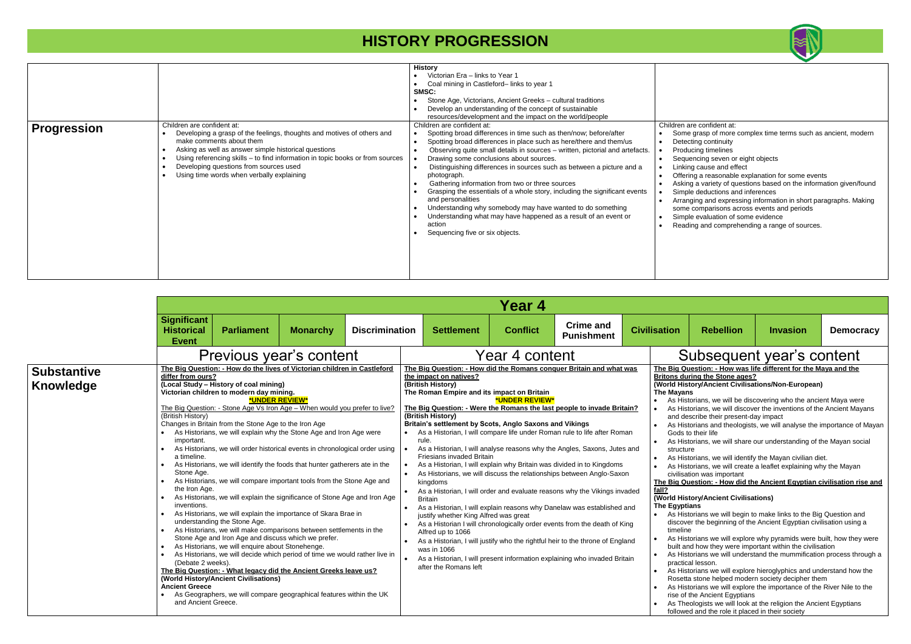# HISTORY PROGRESSION

| | | | |
|---|---|---|---|
| | | **History**<br>• Victorian Era – links to Year 1<br>• Coal mining in Castleford– links to year 1<br>**SMSC:**<br>• Stone Age, Victorians, Ancient Greeks – cultural traditions<br>• Develop an understanding of the concept of sustainable resources/development and the impact on the world/people | |
| **Progression** | Children are confident at:<br>• Developing a grasp of the feelings, thoughts and motives of others and make comments about them<br>• Asking as well as answer simple historical questions<br>• Using referencing skills – to find information in topic books or from sources<br>• Developing questions from sources used<br>• Using time words when verbally explaining | Children are confident at:<br>• Spotting broad differences in time such as then/now; before/after<br>• Spotting broad differences in place such as here/there and them/us<br>• Observing quite small details in sources – written, pictorial and artefacts.<br>• Drawing some conclusions about sources.<br>• Distinguishing differences in sources such as between a picture and a photograph.<br>• Gathering information from two or three sources<br>• Grasping the essentials of a whole story, including the significant events and personalities<br>• Understanding why somebody may have wanted to do something<br>• Understanding what may have happened as a result of an event or action<br>• Sequencing five or six objects. | Children are confident at:<br>• Some grasp of more complex time terms such as ancient, modern<br>• Detecting continuity<br>• Producing timelines<br>• Sequencing seven or eight objects<br>• Linking cause and effect<br>• Offering a reasonable explanation for some events<br>• Asking a variety of questions based on the information given/found<br>• Simple deductions and inferences<br>• Arranging and expressing information in short paragraphs. Making some comparisons across events and periods<br>• Simple evaluation of some evidence<br>• Reading and comprehending a range of sources. |

## Year 4

Significant Historical Event | Parliament | Monarchy | Discrimination | Settlement | Conflict | Crime and Punishment | Civilisation | Rebellion | Invasion | Democracy

| | Previous year's content | Year 4 content | Subsequent year's content |
|---|---|---|---|
| **Substantive Knowledge** | **The Big Question: - How do the lives of Victorian children in Castleford differ from ours?**<br>**(Local Study – History of coal mining)**<br>**Victorian children to modern day mining.**<br>**\*UNDER REVIEW\***<br>The Big Question: - Stone Age Vs Iron Age – When would you prefer to live?<br>(British History)<br>Changes in Britain from the Stone Age to the Iron Age<br>• As Historians, we will explain why the Stone Age and Iron Age were important.<br>• As Historians, we will order historical events in chronological order using a timeline.<br>• As Historians, we will identify the foods that hunter gatherers ate in the Stone Age.<br>• As Historians, we will compare important tools from the Stone Age and the Iron Age.<br>• As Historians, we will explain the significance of Stone Age and Iron Age inventions.<br>• As Historians, we will explain the importance of Skara Brae in understanding the Stone Age.<br>• As Historians, we will make comparisons between settlements in the Stone Age and Iron Age and discuss which we prefer.<br>• As Historians, we will enquire about Stonehenge.<br>• As Historians, we will decide which period of time we would rather live in (Debate 2 weeks).<br>**The Big Question: - What legacy did the Ancient Greeks leave us?**<br>**(World History/Ancient Civilisations)**<br>**Ancient Greece**<br>• As Geographers, we will compare geographical features within the UK and Ancient Greece. | **The Big Question: - How did the Romans conquer Britain and what was the impact on natives?**<br>**(British History)**<br>**The Roman Empire and its impact on Britain**<br>**\*UNDER REVIEW\***<br>**The Big Question: - Were the Romans the last people to invade Britain?**<br>**(British History)**<br>**Britain's settlement by Scots, Anglo Saxons and Vikings**<br>• As a Historian, I will compare life under Roman rule to life after Roman rule.<br>• As a Historian, I will analyse reasons why the Angles, Saxons, Jutes and Friesians invaded Britain<br>• As a Historian, I will explain why Britain was divided in to Kingdoms<br>• As Historians, we will discuss the relationships between Anglo-Saxon kingdoms<br>• As a Historian, I will order and evaluate reasons why the Vikings invaded Britain<br>• As a Historian, I will explain reasons why Danelaw was established and justify whether King Alfred was great<br>• As a Historian I will chronologically order events from the death of King Alfred up to 1066<br>• As a Historian, I will justify who the rightful heir to the throne of England was in 1066<br>• As a Historian, I will present information explaining who invaded Britain after the Romans left | **The Big Question: - How was life different for the Maya and the Britons during the Stone ages?**<br>**(World History/Ancient Civilisations/Non-European)**<br>**The Mayans**<br>• As Historians, we will be discovering who the ancient Maya were<br>• As Historians, we will discover the inventions of the Ancient Mayans and describe their present-day impact<br>• As Historians and theologists, we will analyse the importance of Mayan Gods to their life<br>• As Historians, we will share our understanding of the Mayan social structure<br>• As Historians, we will identify the Mayan civilian diet.<br>• As Historians, we will create a leaflet explaining why the Mayan civilisation was important<br>**The Big Question: - How did the Ancient Egyptian civilisation rise and fall?**<br>**(World History/Ancient Civilisations)**<br>**The Egyptians**<br>• As Historians we will begin to make links to the Big Question and discover the beginning of the Ancient Egyptian civilisation using a timeline<br>• As Historians we will explore why pyramids were built, how they were built and how they were important within the civilisation<br>• As Historians we will understand the mummification process through a practical lesson.<br>• As Historians we will explore hieroglyphics and understand how the Rosetta stone helped modern society decipher them<br>• As Historians we will explore the importance of the River Nile to the rise of the Ancient Egyptians<br>• As Theologists we will look at the religion the Ancient Egyptians followed and the role it placed in their society |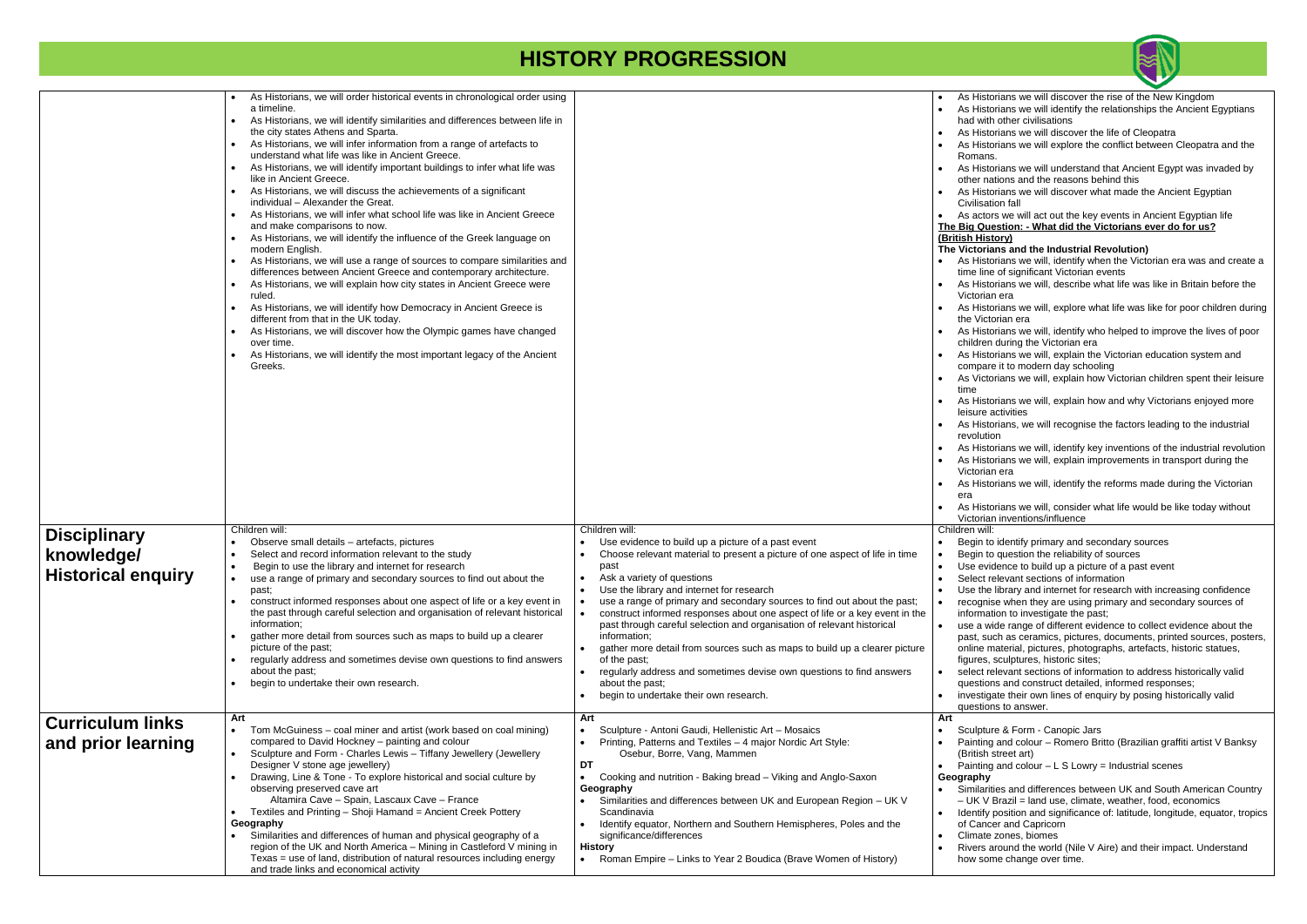# HISTORY PROGRESSION

| | | | |
|---|---|---|---|
| | • As Historians, we will order historical events in chronological order using a timeline.<br>• As Historians, we will identify similarities and differences between life in the city states Athens and Sparta.<br>• As Historians, we will infer information from a range of artefacts to understand what life was like in Ancient Greece.<br>• As Historians, we will identify important buildings to infer what life was like in Ancient Greece.<br>• As Historians, we will discuss the achievements of a significant individual – Alexander the Great.<br>• As Historians, we will infer what school life was like in Ancient Greece and make comparisons to now.<br>• As Historians, we will identify the influence of the Greek language on modern English.<br>• As Historians, we will use a range of sources to compare similarities and differences between Ancient Greece and contemporary architecture.<br>• As Historians, we will explain how city states in Ancient Greece were ruled.<br>• As Historians, we will identify how Democracy in Ancient Greece is different from that in the UK today.<br>• As Historians, we will discover how the Olympic games have changed over time.<br>• As Historians, we will identify the most important legacy of the Ancient Greeks. | | • As Historians we will discover the rise of the New Kingdom<br>• As Historians we will identify the relationships the Ancient Egyptians had with other civilisations<br>• As Historians we will discover the life of Cleopatra<br>• As Historians we will explore the conflict between Cleopatra and the Romans.<br>• As Historians we will understand that Ancient Egypt was invaded by other nations and the reasons behind this<br>• As Historians we will discover what made the Ancient Egyptian Civilisation fall<br>• As actors we will act out the key events in Ancient Egyptian life<br>**The Big Question: - What did the Victorians ever do for us? (British History)**<br>**The Victorians and the Industrial Revolution)**<br>• As Historians we will, identify when the Victorian era was and create a time line of significant Victorian events<br>• As Historians we will, describe what life was like in Britain before the Victorian era<br>• As Historians we will, explore what life was like for poor children during the Victorian era<br>• As Historians we will, identify who helped to improve the lives of poor children during the Victorian era<br>• As Historians we will, explain the Victorian education system and compare it to modern day schooling<br>• As Victorians we will, explain how Victorian children spent their leisure time<br>• As Historians we will, explain how and why Victorians enjoyed more leisure activities<br>• As Historians, we will recognise the factors leading to the industrial revolution<br>• As Historians we will, identify key inventions of the industrial revolution<br>• As Historians we will, explain improvements in transport during the Victorian era<br>• As Historians we will, identify the reforms made during the Victorian era<br>• As Historians we will, consider what life would be like today without Victorian inventions/influence |
| **Disciplinary knowledge/ Historical enquiry** | Children will:<br>• Observe small details – artefacts, pictures<br>• Select and record information relevant to the study<br>• Begin to use the library and internet for research<br>• use a range of primary and secondary sources to find out about the past;<br>• construct informed responses about one aspect of life or a key event in the past through careful selection and organisation of relevant historical information;<br>• gather more detail from sources such as maps to build up a clearer picture of the past;<br>• regularly address and sometimes devise own questions to find answers about the past;<br>• begin to undertake their own research. | Children will:<br>• Use evidence to build up a picture of a past event<br>• Choose relevant material to present a picture of one aspect of life in time past<br>• Ask a variety of questions<br>• Use the library and internet for research<br>• use a range of primary and secondary sources to find out about the past;<br>• construct informed responses about one aspect of life or a key event in the past through careful selection and organisation of relevant historical information;<br>• gather more detail from sources such as maps to build up a clearer picture of the past;<br>• regularly address and sometimes devise own questions to find answers about the past;<br>• begin to undertake their own research. | Children will:<br>• Begin to identify primary and secondary sources<br>• Begin to question the reliability of sources<br>• Use evidence to build up a picture of a past event<br>• Select relevant sections of information<br>• Use the library and internet for research with increasing confidence<br>• recognise when they are using primary and secondary sources of information to investigate the past;<br>• use a wide range of different evidence to collect evidence about the past, such as ceramics, pictures, documents, printed sources, posters, online material, pictures, photographs, artefacts, historic statues, figures, sculptures, historic sites;<br>• select relevant sections of information to address historically valid questions and construct detailed, informed responses;<br>• investigate their own lines of enquiry by posing historically valid questions to answer. |
| **Curriculum links and prior learning** | **Art**<br>• Tom McGuiness – coal miner and artist (work based on coal mining) compared to David Hockney – painting and colour<br>• Sculpture and Form - Charles Lewis – Tiffany Jewellery (Jewellery Designer V stone age jewellery)<br>• Drawing, Line & Tone - To explore historical and social culture by observing preserved cave art<br>Altamira Cave – Spain, Lascaux Cave – France<br>• Textiles and Printing – Shoji Hamand = Ancient Creek Pottery<br>**Geography**<br>• Similarities and differences of human and physical geography of a region of the UK and North America – Mining in Castleford V mining in Texas = use of land, distribution of natural resources including energy and trade links and economical activity | **Art**<br>• Sculpture - Antoni Gaudi, Hellenistic Art – Mosaics<br>• Printing, Patterns and Textiles – 4 major Nordic Art Style:<br>Osebur, Borre, Vang, Mammen<br>**DT**<br>• Cooking and nutrition - Baking bread – Viking and Anglo-Saxon<br>**Geography**<br>• Similarities and differences between UK and European Region – UK V Scandinavia<br>• Identify equator, Northern and Southern Hemispheres, Poles and the significance/differences<br>**History**<br>• Roman Empire – Links to Year 2 Boudica (Brave Women of History) | **Art**<br>• Sculpture & Form - Canopic Jars<br>• Painting and colour – Romero Britto (Brazilian graffiti artist V Banksy (British street art)<br>• Painting and colour – L S Lowry = Industrial scenes<br>**Geography**<br>• Similarities and differences between UK and South American Country – UK V Brazil = land use, climate, weather, food, economics<br>• Identify position and significance of: latitude, longitude, equator, tropics of Cancer and Capricorn<br>• Climate zones, biomes<br>• Rivers around the world (Nile V Aire) and their impact. Understand how some change over time. |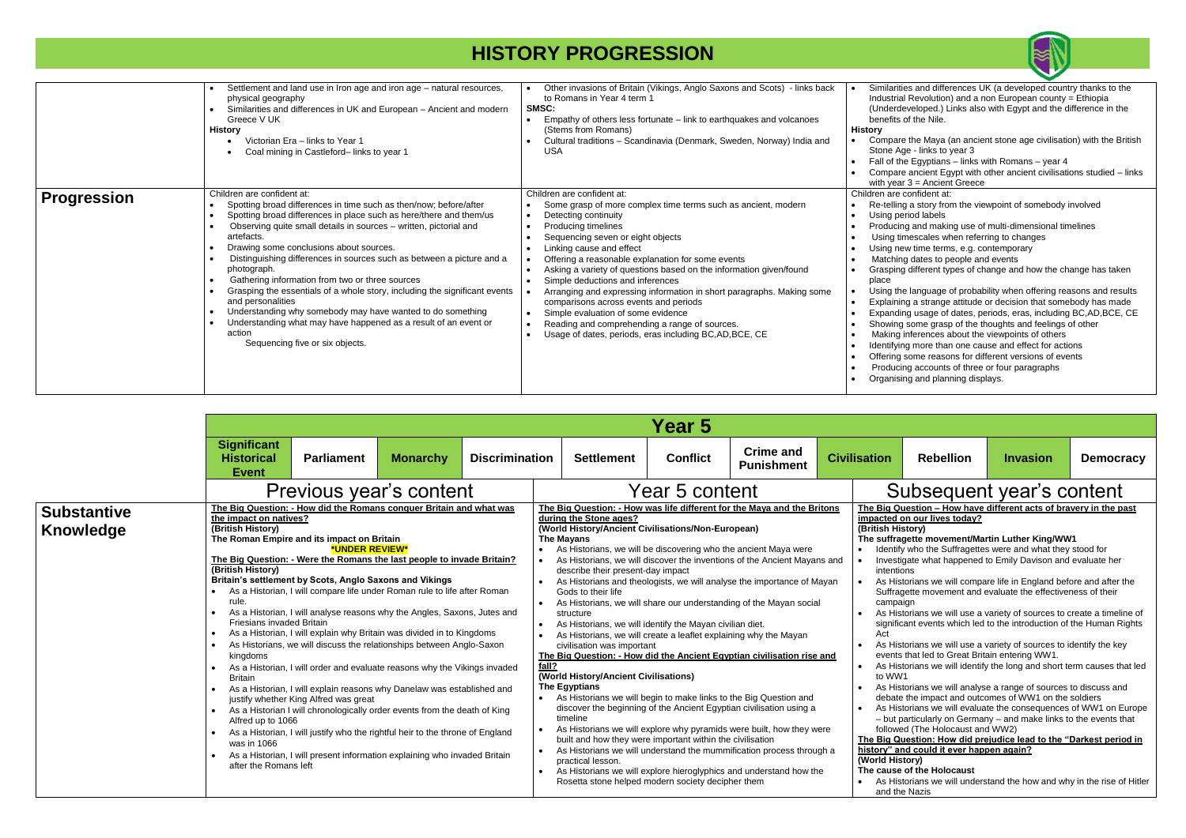# HISTORY PROGRESSION

| | | | |
|---|---|---|---|
| | • Settlement and land use in Iron age and iron age – natural resources, physical geography<br>• Similarities and differences in UK and European – Ancient and modern Greece V UK<br>**History**<br>• Victorian Era – links to Year 1<br>• Coal mining in Castleford– links to year 1 | • Other invasions of Britain (Vikings, Anglo Saxons and Scots) - links back to Romans in Year 4 term 1<br>**SMSC:**<br>• Empathy of others less fortunate – link to earthquakes and volcanoes (Stems from Romans)<br>• Cultural traditions – Scandinavia (Denmark, Sweden, Norway) India and USA | • Similarities and differences UK (a developed country thanks to the Industrial Revolution) and a non European county = Ethiopia (Underdeveloped.) Links also with Egypt and the difference in the benefits of the Nile.<br>**History**<br>• Compare the Maya (an ancient stone age civilisation) with the British Stone Age - links to year 3<br>• Fall of the Egyptians – links with Romans – year 4<br>• Compare ancient Egypt with other ancient civilisations studied – links with year 3 = Ancient Greece |
| **Progression** | Children are confident at:<br>• Spotting broad differences in time such as then/now; before/after<br>• Spotting broad differences in place such as here/there and them/us<br>• Observing quite small details in sources – written, pictorial and artefacts.<br>• Drawing some conclusions about sources.<br>• Distinguishing differences in sources such as between a picture and a photograph.<br>• Gathering information from two or three sources<br>• Grasping the essentials of a whole story, including the significant events and personalities<br>• Understanding why somebody may have wanted to do something<br>• Understanding what may have happened as a result of an event or action<br>Sequencing five or six objects. | Children are confident at:<br>• Some grasp of more complex time terms such as ancient, modern<br>• Detecting continuity<br>• Producing timelines<br>• Sequencing seven or eight objects<br>• Linking cause and effect<br>• Offering a reasonable explanation for some events<br>• Asking a variety of questions based on the information given/found<br>• Simple deductions and inferences<br>• Arranging and expressing information in short paragraphs. Making some comparisons across events and periods<br>• Simple evaluation of some evidence<br>• Reading and comprehending a range of sources.<br>• Usage of dates, periods, eras including BC,AD,BCE, CE | Children are confident at:<br>• Re-telling a story from the viewpoint of somebody involved<br>• Using period labels<br>• Producing and making use of multi-dimensional timelines<br>• Using timescales when referring to changes<br>• Using new time terms, e.g. contemporary<br>• Matching dates to people and events<br>• Grasping different types of change and how the change has taken place<br>• Using the language of probability when offering reasons and results<br>• Explaining a strange attitude or decision that somebody has made<br>• Expanding usage of dates, periods, eras, including BC,AD,BCE, CE<br>• Showing some grasp of the thoughts and feelings of other<br>• Making inferences about the viewpoints of others<br>• Identifying more than one cause and effect for actions<br>• Offering some reasons for different versions of events<br>• Producing accounts of three or four paragraphs<br>• Organising and planning displays. |

## Year 5

| Significant Historical Event | Parliament | Monarchy | Discrimination | Settlement | Conflict | Crime and Punishment | Civilisation | Rebellion | Invasion | Democracy |
|---|---|---|---|---|---|---|---|---|---|---|

| | Previous year's content | Year 5 content | Subsequent year's content |
|---|---|---|---|
| **Substantive Knowledge** | **The Big Question: - How did the Romans conquer Britain and what was the impact on natives?**<br>**(British History)**<br>**The Roman Empire and its impact on Britain**<br>***UNDER REVIEW***<br>**The Big Question: - Were the Romans the last people to invade Britain?**<br>**(British History)**<br>**Britain's settlement by Scots, Anglo Saxons and Vikings**<br>• As a Historian, I will compare life under Roman rule to life after Roman rule.<br>• As a Historian, I will analyse reasons why the Angles, Saxons, Jutes and Friesians invaded Britain<br>• As a Historian, I will explain why Britain was divided in to Kingdoms<br>• As Historians, we will discuss the relationships between Anglo-Saxon kingdoms<br>• As a Historian, I will order and evaluate reasons why the Vikings invaded Britain<br>• As a Historian, I will explain reasons why Danelaw was established and justify whether King Alfred was great<br>• As a Historian I will chronologically order events from the death of King Alfred up to 1066<br>• As a Historian, I will justify who the rightful heir to the throne of England was in 1066<br>• As a Historian, I will present information explaining who invaded Britain after the Romans left | **The Big Question: - How was life different for the Maya and the Britons during the Stone ages?**<br>**(World History/Ancient Civilisations/Non-European)**<br>**The Mayans**<br>• As Historians, we will be discovering who the ancient Maya were<br>• As Historians, we will discover the inventions of the Ancient Mayans and describe their present-day impact<br>• As Historians and theologists, we will analyse the importance of Mayan Gods to their life<br>• As Historians, we will share our understanding of the Mayan social structure<br>• As Historians, we will identify the Mayan civilian diet.<br>• As Historians, we will create a leaflet explaining why the Mayan civilisation was important<br>**The Big Question: - How did the Ancient Egyptian civilisation rise and fall?**<br>**(World History/Ancient Civilisations)**<br>**The Egyptians**<br>• As Historians we will begin to make links to the Big Question and discover the beginning of the Ancient Egyptian civilisation using a timeline<br>• As Historians we will explore why pyramids were built, how they were built and how they were important within the civilisation<br>• As Historians we will understand the mummification process through a practical lesson.<br>• As Historians we will explore hieroglyphics and understand how the Rosetta stone helped modern society decipher them | **The Big Question – How have different acts of bravery in the past impacted on our lives today?**<br>**(British History)**<br>**The suffragette movement/Martin Luther King/WW1**<br>• Identify who the Suffragettes were and what they stood for<br>• Investigate what happened to Emily Davison and evaluate her intentions<br>• As Historians we will compare life in England before and after the Suffragette movement and evaluate the effectiveness of their campaign<br>• As Historians we will use a variety of sources to create a timeline of significant events which led to the introduction of the Human Rights Act<br>• As Historians we will use a variety of sources to identify the key events that led to Great Britain entering WW1.<br>• As Historians we will identify the long and short term causes that led to WW1<br>• As Historians we will analyse a range of sources to discuss and debate the impact and outcomes of WW1 on the soldiers<br>• As Historians we will evaluate the consequences of WW1 on Europe – but particularly on Germany – and make links to the events that followed (The Holocaust and WW2)<br>**The Big Question: How did prejudice lead to the "Darkest period in history" and could it ever happen again?**<br>**(World History)**<br>**The cause of the Holocaust**<br>• As Historians we will understand the how and why in the rise of Hitler and the Nazis |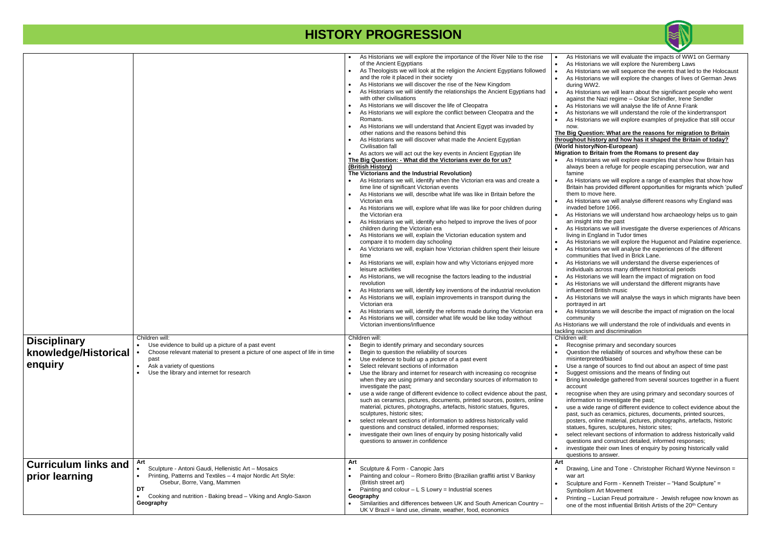# HISTORY PROGRESSION

| | | | |
|---|---|---|---|
| | | • As Historians we will explore the importance of the River Nile to the rise of the Ancient Egyptians<br>• As Theologists we will look at the religion the Ancient Egyptians followed and the role it placed in their society<br>• As Historians we will discover the rise of the New Kingdom<br>• As Historians we will identify the relationships the Ancient Egyptians had with other civilisations<br>• As Historians we will discover the life of Cleopatra<br>• As Historians we will explore the conflict between Cleopatra and the Romans.<br>• As Historians we will understand that Ancient Egypt was invaded by other nations and the reasons behind this<br>• As Historians we will discover what made the Ancient Egyptian Civilisation fall<br>• As actors we will act out the key events in Ancient Egyptian life<br>**The Big Question: - What did the Victorians ever do for us?**<br>**(British History)**<br>**The Victorians and the Industrial Revolution)**<br>• As Historians we will, identify when the Victorian era was and create a time line of significant Victorian events<br>• As Historians we will, describe what life was like in Britain before the Victorian era<br>• As Historians we will, explore what life was like for poor children during the Victorian era<br>• As Historians we will, identify who helped to improve the lives of poor children during the Victorian era<br>• As Historians we will, explain the Victorian education system and compare it to modern day schooling<br>• As Victorians we will, explain how Victorian children spent their leisure time<br>• As Historians we will, explain how and why Victorians enjoyed more leisure activities<br>• As Historians, we will recognise the factors leading to the industrial revolution<br>• As Historians we will, identify key inventions of the industrial revolution<br>• As Historians we will, explain improvements in transport during the Victorian era<br>• As Historians we will, identify the reforms made during the Victorian era<br>• As Historians we will, consider what life would be like today without Victorian inventions/influence | • As Historians we will evaluate the impacts of WW1 on Germany<br>• As Historians we will explore the Nuremberg Laws<br>• As Historians we will sequence the events that led to the Holocaust<br>• As Historians we will explore the changes of lives of German Jews during WW2.<br>• As Historians we will learn about the significant people who went against the Nazi regime – Oskar Schindler, Irene Sendler<br>• As Historians we will analyse the life of Anne Frank<br>• As historians we will understand the role of the kindertransport<br>• As Historians we will explore examples of prejudice that still occur now.<br>**The Big Question: What are the reasons for migration to Britain throughout history and how has it shaped the Britain of today? (World history/Non-European)**<br>**Migration to Britain from the Romans to present day**<br>• As Historians we will explore examples that show how Britain has always been a refuge for people escaping persecution, war and famine<br>• As Historians we will explore a range of examples that show how Britain has provided different opportunities for migrants which 'pulled' them to move here.<br>• As Historians we will analyse different reasons why England was invaded before 1066.<br>• As Historians we will understand how archaeology helps us to gain an insight into the past<br>• As Historians we will investigate the diverse experiences of Africans living in England in Tudor times<br>• As Historians we will explore the Huguenot and Palatine experience.<br>• As Historians we will analyse the experiences of the different communities that lived in Brick Lane.<br>• As Historians we will understand the diverse experiences of individuals across many different historical periods<br>• As Historians we will learn the impact of migration on food<br>• As Historians we will understand the different migrants have influenced British music<br>• As Historians we will analyse the ways in which migrants have been portrayed in art<br>• As Historians we will describe the impact of migration on the local community<br>As Historians we will understand the role of individuals and events in tackling racism and discrimination |
| **Disciplinary knowledge/Historical enquiry** | Children will:<br>• Use evidence to build up a picture of a past event<br>• Choose relevant material to present a picture of one aspect of life in time past<br>• Ask a variety of questions<br>• Use the library and internet for research | Children will:<br>• Begin to identify primary and secondary sources<br>• Begin to question the reliability of sources<br>• Use evidence to build up a picture of a past event<br>• Select relevant sections of information<br>• Use the library and internet for research with increasing co recognise when they are using primary and secondary sources of information to investigate the past;<br>• use a wide range of different evidence to collect evidence about the past, such as ceramics, pictures, documents, printed sources, posters, online material, pictures, photographs, artefacts, historic statues, figures, sculptures, historic sites;<br>• select relevant sections of information to address historically valid questions and construct detailed, informed responses;<br>• investigate their own lines of enquiry by posing historically valid questions to answer.in confidence | Children will:<br>• Recognise primary and secondary sources<br>• Question the reliability of sources and why/how these can be misinterpreted/biased<br>• Use a range of sources to find out about an aspect of time past<br>• Suggest omissions and the means of finding out<br>• Bring knowledge gathered from several sources together in a fluent account<br>• recognise when they are using primary and secondary sources of information to investigate the past;<br>• use a wide range of different evidence to collect evidence about the past, such as ceramics, pictures, documents, printed sources, posters, online material, pictures, photographs, artefacts, historic statues, figures, sculptures, historic sites;<br>• select relevant sections of information to address historically valid questions and construct detailed, informed responses;<br>• investigate their own lines of enquiry by posing historically valid questions to answer. |
| **Curriculum links and prior learning** | **Art**<br>• Sculpture - Antoni Gaudi, Hellenistic Art – Mosaics<br>• Printing, Patterns and Textiles – 4 major Nordic Art Style: Osebur, Borre, Vang, Mammen<br>**DT**<br>• Cooking and nutrition - Baking bread – Viking and Anglo-Saxon<br>**Geography** | **Art**<br>• Sculpture & Form - Canopic Jars<br>• Painting and colour – Romero Britto (Brazilian graffiti artist V Banksy (British street art)<br>• Painting and colour – L S Lowry = Industrial scenes<br>**Geography**<br>• Similarities and differences between UK and South American Country – UK V Brazil = land use, climate, weather, food, economics | **Art**<br>• Drawing, Line and Tone - Christopher Richard Wynne Nevinson = war art<br>• Sculpture and Form - Kenneth Treister – "Hand Sculpture" = Symbolism Art Movement<br>• Printing – Lucian Freud portraiture - Jewish refugee now known as one of the most influential British Artists of the 20th Century |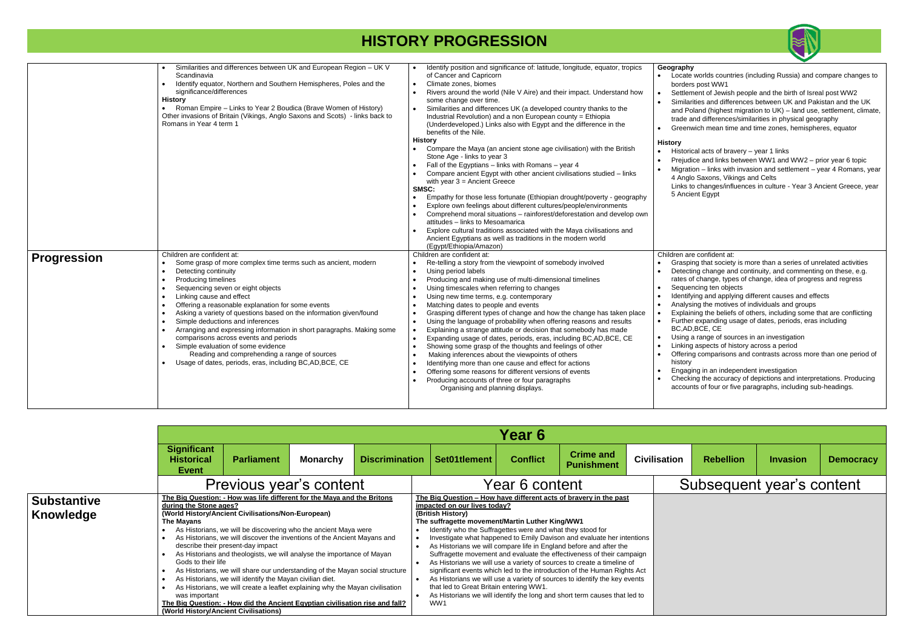# HISTORY PROGRESSION

| | | | |
|---|---|---|---|
| | • Similarities and differences between UK and European Region – UK V Scandinavia<br>• Identify equator, Northern and Southern Hemispheres, Poles and the significance/differences<br>**History**<br>• Roman Empire – Links to Year 2 Boudica (Brave Women of History)<br>Other invasions of Britain (Vikings, Anglo Saxons and Scots) - links back to Romans in Year 4 term 1 | • Identify position and significance of: latitude, longitude, equator, tropics of Cancer and Capricorn<br>• Climate zones, biomes<br>• Rivers around the world (Nile V Aire) and their impact. Understand how some change over time.<br>• Similarities and differences UK (a developed country thanks to the Industrial Revolution) and a non European county = Ethiopia (Underdeveloped.) Links also with Egypt and the difference in the benefits of the Nile.<br>**History**<br>• Compare the Maya (an ancient stone age civilisation) with the British Stone Age - links to year 3<br>• Fall of the Egyptians – links with Romans – year 4<br>• Compare ancient Egypt with other ancient civilisations studied – links with year 3 = Ancient Greece<br>**SMSC:**<br>• Empathy for those less fortunate (Ethiopian drought/poverty - geography<br>• Explore own feelings about different cultures/people/environments<br>• Comprehend moral situations – rainforest/deforestation and develop own attitudes – links to Mesoamarica<br>• Explore cultural traditions associated with the Maya civilisations and Ancient Egyptians as well as traditions in the modern world (Egypt/Ethiopia/Amazon) | **Geography**<br>• Locate worlds countries (including Russia) and compare changes to borders post WW1<br>• Settlement of Jewish people and the birth of Isreal post WW2<br>• Similarities and differences between UK and Pakistan and the UK and Poland (highest migration to UK) – land use, settlement, climate, trade and differences/similarities in physical geography<br>• Greenwich mean time and time zones, hemispheres, equator<br>**History**<br>• Historical acts of bravery – year 1 links<br>• Prejudice and links between WW1 and WW2 – prior year 6 topic<br>• Migration – links with invasion and settlement – year 4 Romans, year 4 Anglo Saxons, Vikings and Celts<br>Links to changes/influences in culture - Year 3 Ancient Greece, year 5 Ancient Egypt |
| **Progression** | Children are confident at:<br>• Some grasp of more complex time terms such as ancient, modern<br>• Detecting continuity<br>• Producing timelines<br>• Sequencing seven or eight objects<br>• Linking cause and effect<br>• Offering a reasonable explanation for some events<br>• Asking a variety of questions based on the information given/found<br>• Simple deductions and inferences<br>• Arranging and expressing information in short paragraphs. Making some comparisons across events and periods<br>• Simple evaluation of some evidence<br>Reading and comprehending a range of sources<br>• Usage of dates, periods, eras, including BC,AD,BCE, CE | Children are confident at:<br>• Re-telling a story from the viewpoint of somebody involved<br>• Using period labels<br>• Producing and making use of multi-dimensional timelines<br>• Using timescales when referring to changes<br>• Using new time terms, e.g. contemporary<br>• Matching dates to people and events<br>• Grasping different types of change and how the change has taken place<br>• Using the language of probability when offering reasons and results<br>• Explaining a strange attitude or decision that somebody has made<br>• Expanding usage of dates, periods, eras, including BC,AD,BCE, CE<br>• Showing some grasp of the thoughts and feelings of other<br>• Making inferences about the viewpoints of others<br>• Identifying more than one cause and effect for actions<br>• Offering some reasons for different versions of events<br>• Producing accounts of three or four paragraphs<br>Organising and planning displays. | Children are confident at:<br>• Grasping that society is more than a series of unrelated activities<br>• Detecting change and continuity, and commenting on these, e.g. rates of change, types of change, idea of progress and regress<br>• Sequencing ten objects<br>• Identifying and applying different causes and effects<br>• Analysing the motives of individuals and groups<br>• Explaining the beliefs of others, including some that are conflicting<br>• Further expanding usage of dates, periods, eras including BC,AD,BCE, CE<br>• Using a range of sources in an investigation<br>• Linking aspects of history across a period<br>• Offering comparisons and contrasts across more than one period of history<br>• Engaging in an independent investigation<br>• Checking the accuracy of depictions and interpretations. Producing accounts of four or five paragraphs, including sub-headings. |

## Year 6

| Significant Historical Event | Parliament | Monarchy | Discrimination | Set01tlement | Conflict | Crime and Punishment | Civilisation | Rebellion | Invasion | Democracy |
|---|---|---|---|---|---|---|---|---|---|---|

| | Previous year's content | Year 6 content | Subsequent year's content |
|---|---|---|---|
| **Substantive Knowledge** | **The Big Question: - How was life different for the Maya and the Britons during the Stone ages?**<br>**(World History/Ancient Civilisations/Non-European)**<br>**The Mayans**<br>• As Historians, we will be discovering who the ancient Maya were<br>• As Historians, we will discover the inventions of the Ancient Mayans and describe their present-day impact<br>• As Historians and theologists, we will analyse the importance of Mayan Gods to their life<br>• As Historians, we will share our understanding of the Mayan social structure<br>• As Historians, we will identify the Mayan civilian diet.<br>• As Historians, we will create a leaflet explaining why the Mayan civilisation was important<br>**The Big Question: - How did the Ancient Egyptian civilisation rise and fall?**<br>**(World History/Ancient Civilisations)** | **The Big Question – How have different acts of bravery in the past impacted on our lives today?**<br>**(British History)**<br>**The suffragette movement/Martin Luther King/WW1**<br>• Identify who the Suffragettes were and what they stood for<br>• Investigate what happened to Emily Davison and evaluate her intentions<br>• As Historians we will compare life in England before and after the Suffragette movement and evaluate the effectiveness of their campaign<br>• As Historians we will use a variety of sources to create a timeline of significant events which led to the introduction of the Human Rights Act<br>• As Historians we will use a variety of sources to identify the key events that led to Great Britain entering WW1.<br>• As Historians we will identify the long and short term causes that led to WW1 | |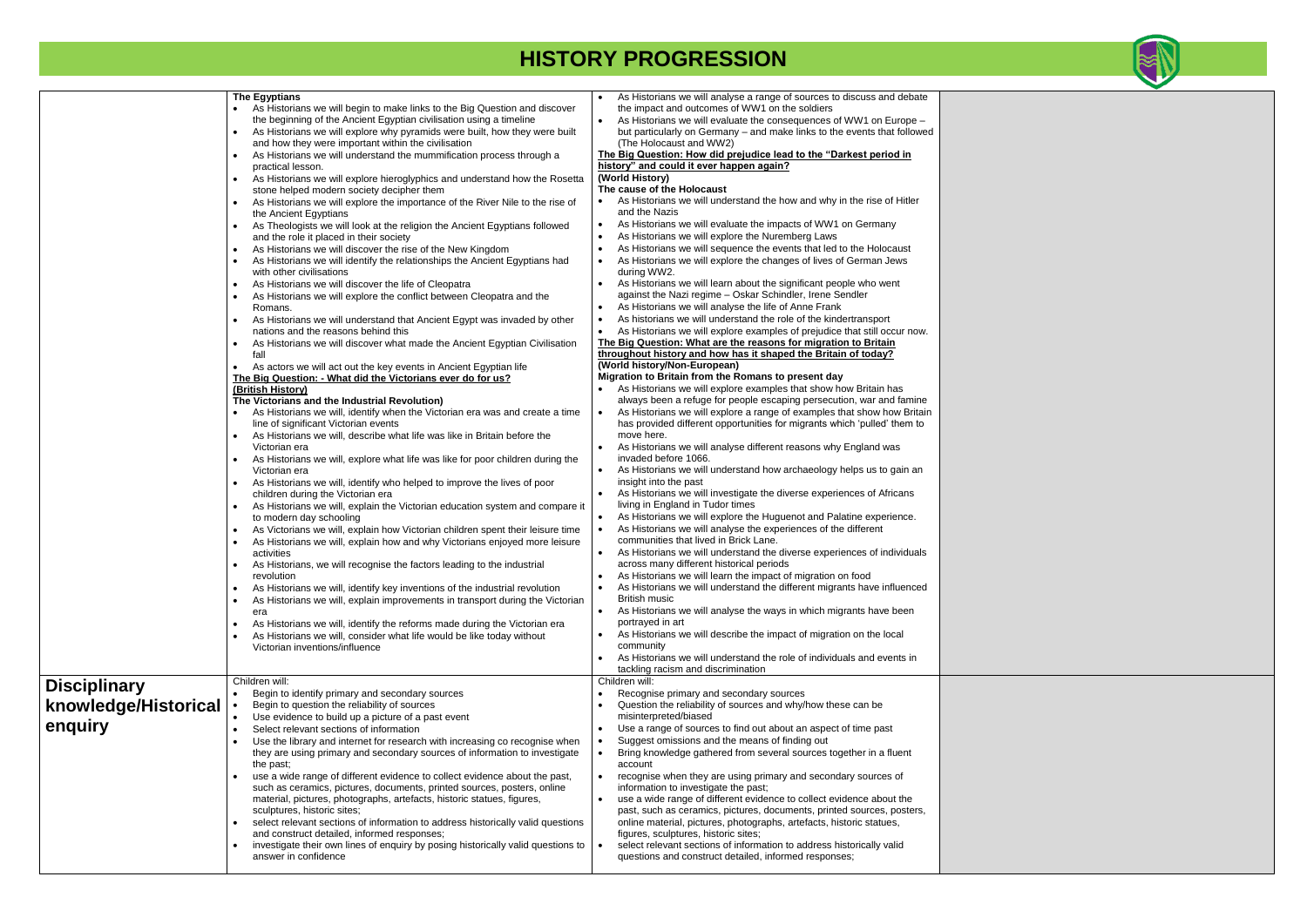# HISTORY PROGRESSION

| | | | |
|---|---|---|---|
| | **The Egyptians**<br>• As Historians we will begin to make links to the Big Question and discover the beginning of the Ancient Egyptian civilisation using a timeline<br>• As Historians we will explore why pyramids were built, how they were built and how they were important within the civilisation<br>• As Historians we will understand the mummification process through a practical lesson.<br>• As Historians we will explore hieroglyphics and understand how the Rosetta stone helped modern society decipher them<br>• As Historians we will explore the importance of the River Nile to the rise of the Ancient Egyptians<br>• As Theologists we will look at the religion the Ancient Egyptians followed and the role it placed in their society<br>• As Historians we will discover the rise of the New Kingdom<br>• As Historians we will identify the relationships the Ancient Egyptians had with other civilisations<br>• As Historians we will discover the life of Cleopatra<br>• As Historians we will explore the conflict between Cleopatra and the Romans.<br>• As Historians we will understand that Ancient Egypt was invaded by other nations and the reasons behind this<br>• As Historians we will discover what made the Ancient Egyptian Civilisation fall<br>• As actors we will act out the key events in Ancient Egyptian life<br>**The Big Question: - What did the Victorians ever do for us?**<br>**(British History)**<br>**The Victorians and the Industrial Revolution)**<br>• As Historians we will, identify when the Victorian era was and create a time line of significant Victorian events<br>• As Historians we will, describe what life was like in Britain before the Victorian era<br>• As Historians we will, explore what life was like for poor children during the Victorian era<br>• As Historians we will, identify who helped to improve the lives of poor children during the Victorian era<br>• As Historians we will, explain the Victorian education system and compare it to modern day schooling<br>• As Victorians we will, explain how Victorian children spent their leisure time<br>• As Historians we will, explain how and why Victorians enjoyed more leisure activities<br>• As Historians, we will recognise the factors leading to the industrial revolution<br>• As Historians we will, identify key inventions of the industrial revolution<br>• As Historians we will, explain improvements in transport during the Victorian era<br>• As Historians we will, identify the reforms made during the Victorian era<br>• As Historians we will, consider what life would be like today without Victorian inventions/influence | • As Historians we will analyse a range of sources to discuss and debate the impact and outcomes of WW1 on the soldiers<br>• As Historians we will evaluate the consequences of WW1 on Europe – but particularly on Germany – and make links to the events that followed (The Holocaust and WW2)<br>**The Big Question: How did prejudice lead to the "Darkest period in history" and could it ever happen again?**<br>**(World History)**<br>**The cause of the Holocaust**<br>• As Historians we will understand the how and why in the rise of Hitler and the Nazis<br>• As Historians we will evaluate the impacts of WW1 on Germany<br>• As Historians we will explore the Nuremberg Laws<br>• As Historians we will sequence the events that led to the Holocaust<br>• As Historians we will explore the changes of lives of German Jews during WW2.<br>• As Historians we will learn about the significant people who went against the Nazi regime – Oskar Schindler, Irene Sendler<br>• As Historians we will analyse the life of Anne Frank<br>• As historians we will understand the role of the kindertransport<br>• As Historians we will explore examples of prejudice that still occur now.<br>**The Big Question: What are the reasons for migration to Britain throughout history and how has it shaped the Britain of today?**<br>**(World history/Non-European)**<br>**Migration to Britain from the Romans to present day**<br>• As Historians we will explore examples that show how Britain has always been a refuge for people escaping persecution, war and famine<br>• As Historians we will explore a range of examples that show how Britain has provided different opportunities for migrants which 'pulled' them to move here.<br>• As Historians we will analyse different reasons why England was invaded before 1066.<br>• As Historians we will understand how archaeology helps us to gain an insight into the past<br>• As Historians we will investigate the diverse experiences of Africans living in England in Tudor times<br>• As Historians we will explore the Huguenot and Palatine experience.<br>• As Historians we will analyse the experiences of the different communities that lived in Brick Lane.<br>• As Historians we will understand the diverse experiences of individuals across many different historical periods<br>• As Historians we will learn the impact of migration on food<br>• As Historians we will understand the different migrants have influenced British music<br>• As Historians we will analyse the ways in which migrants have been portrayed in art<br>• As Historians we will describe the impact of migration on the local community<br>• As Historians we will understand the role of individuals and events in tackling racism and discrimination | |
| **Disciplinary knowledge/Historical enquiry** | Children will:<br>• Begin to identify primary and secondary sources<br>• Begin to question the reliability of sources<br>• Use evidence to build up a picture of a past event<br>• Select relevant sections of information<br>• Use the library and internet for research with increasing co recognise when they are using primary and secondary sources of information to investigate the past;<br>• use a wide range of different evidence to collect evidence about the past, such as ceramics, pictures, documents, printed sources, posters, online material, pictures, photographs, artefacts, historic statues, figures, sculptures, historic sites;<br>• select relevant sections of information to address historically valid questions and construct detailed, informed responses;<br>• investigate their own lines of enquiry by posing historically valid questions to answer in confidence | Children will:<br>• Recognise primary and secondary sources<br>• Question the reliability of sources and why/how these can be misinterpreted/biased<br>• Use a range of sources to find out about an aspect of time past<br>• Suggest omissions and the means of finding out<br>• Bring knowledge gathered from several sources together in a fluent account<br>• recognise when they are using primary and secondary sources of information to investigate the past;<br>• use a wide range of different evidence to collect evidence about the past, such as ceramics, pictures, documents, printed sources, posters, online material, pictures, photographs, artefacts, historic statues, figures, sculptures, historic sites;<br>• select relevant sections of information to address historically valid questions and construct detailed, informed responses; | |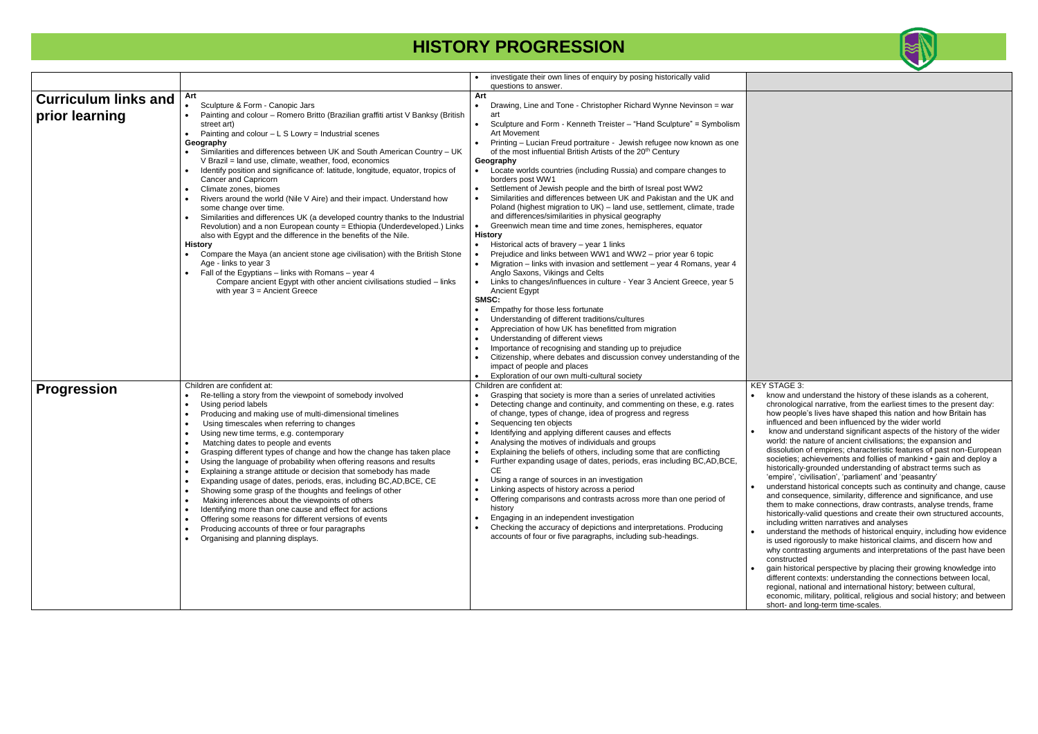# HISTORY PROGRESSION

| | | | |
|---|---|---|---|
| | | • investigate their own lines of enquiry by posing historically valid questions to answer. | |
| **Curriculum links and prior learning** | **Art**<br>• Sculpture & Form - Canopic Jars<br>• Painting and colour – Romero Britto (Brazilian graffiti artist V Banksy (British street art)<br>• Painting and colour – L S Lowry = Industrial scenes<br>**Geography**<br>• Similarities and differences between UK and South American Country – UK V Brazil = land use, climate, weather, food, economics<br>• Identify position and significance of: latitude, longitude, equator, tropics of Cancer and Capricorn<br>• Climate zones, biomes<br>• Rivers around the world (Nile V Aire) and their impact. Understand how some change over time.<br>• Similarities and differences UK (a developed country thanks to the Industrial Revolution) and a non European county = Ethiopia (Underdeveloped.) Links also with Egypt and the difference in the benefits of the Nile.<br>**History**<br>• Compare the Maya (an ancient stone age civilisation) with the British Stone Age - links to year 3<br>• Fall of the Egyptians – links with Romans – year 4<br>Compare ancient Egypt with other ancient civilisations studied – links with year 3 = Ancient Greece | **Art**<br>• Drawing, Line and Tone - Christopher Richard Wynne Nevinson = war art<br>• Sculpture and Form - Kenneth Treister – "Hand Sculpture" = Symbolism Art Movement<br>• Printing – Lucian Freud portraiture - Jewish refugee now known as one of the most influential British Artists of the 20th Century<br>**Geography**<br>• Locate worlds countries (including Russia) and compare changes to borders post WW1<br>• Settlement of Jewish people and the birth of Isreal post WW2<br>• Similarities and differences between UK and Pakistan and the UK and Poland (highest migration to UK) – land use, settlement, climate, trade and differences/similarities in physical geography<br>• Greenwich mean time and time zones, hemispheres, equator<br>**History**<br>• Historical acts of bravery – year 1 links<br>• Prejudice and links between WW1 and WW2 – prior year 6 topic<br>• Migration – links with invasion and settlement – year 4 Romans, year 4 Anglo Saxons, Vikings and Celts<br>• Links to changes/influences in culture - Year 3 Ancient Greece, year 5 Ancient Egypt<br>**SMSC:**<br>• Empathy for those less fortunate<br>• Understanding of different traditions/cultures<br>• Appreciation of how UK has benefitted from migration<br>• Understanding of different views<br>• Importance of recognising and standing up to prejudice<br>• Citizenship, where debates and discussion convey understanding of the impact of people and places<br>• Exploration of our own multi-cultural society | |
| **Progression** | Children are confident at:<br>• Re-telling a story from the viewpoint of somebody involved<br>• Using period labels<br>• Producing and making use of multi-dimensional timelines<br>• Using timescales when referring to changes<br>• Using new time terms, e.g. contemporary<br>• Matching dates to people and events<br>• Grasping different types of change and how the change has taken place<br>• Using the language of probability when offering reasons and results<br>• Explaining a strange attitude or decision that somebody has made<br>• Expanding usage of dates, periods, eras, including BC,AD,BCE, CE<br>• Showing some grasp of the thoughts and feelings of other<br>• Making inferences about the viewpoints of others<br>• Identifying more than one cause and effect for actions<br>• Offering some reasons for different versions of events<br>• Producing accounts of three or four paragraphs<br>• Organising and planning displays. | Children are confident at:<br>• Grasping that society is more than a series of unrelated activities<br>• Detecting change and continuity, and commenting on these, e.g. rates of change, types of change, idea of progress and regress<br>• Sequencing ten objects<br>• Identifying and applying different causes and effects<br>• Analysing the motives of individuals and groups<br>• Explaining the beliefs of others, including some that are conflicting<br>• Further expanding usage of dates, periods, eras including BC,AD,BCE, CE<br>• Using a range of sources in an investigation<br>• Linking aspects of history across a period<br>• Offering comparisons and contrasts across more than one period of history<br>• Engaging in an independent investigation<br>• Checking the accuracy of depictions and interpretations. Producing accounts of four or five paragraphs, including sub-headings. | KEY STAGE 3:<br>• know and understand the history of these islands as a coherent, chronological narrative, from the earliest times to the present day: how people's lives have shaped this nation and how Britain has influenced and been influenced by the wider world<br>• know and understand significant aspects of the history of the wider world: the nature of ancient civilisations; the expansion and dissolution of empires; characteristic features of past non-European societies; achievements and follies of mankind • gain and deploy a historically-grounded understanding of abstract terms such as 'empire', 'civilisation', 'parliament' and 'peasantry'<br>• understand historical concepts such as continuity and change, cause and consequence, similarity, difference and significance, and use them to make connections, draw contrasts, analyse trends, frame historically-valid questions and create their own structured accounts, including written narratives and analyses<br>• understand the methods of historical enquiry, including how evidence is used rigorously to make historical claims, and discern how and why contrasting arguments and interpretations of the past have been constructed<br>• gain historical perspective by placing their growing knowledge into different contexts: understanding the connections between local, regional, national and international history; between cultural, economic, military, political, religious and social history; and between short- and long-term time-scales. |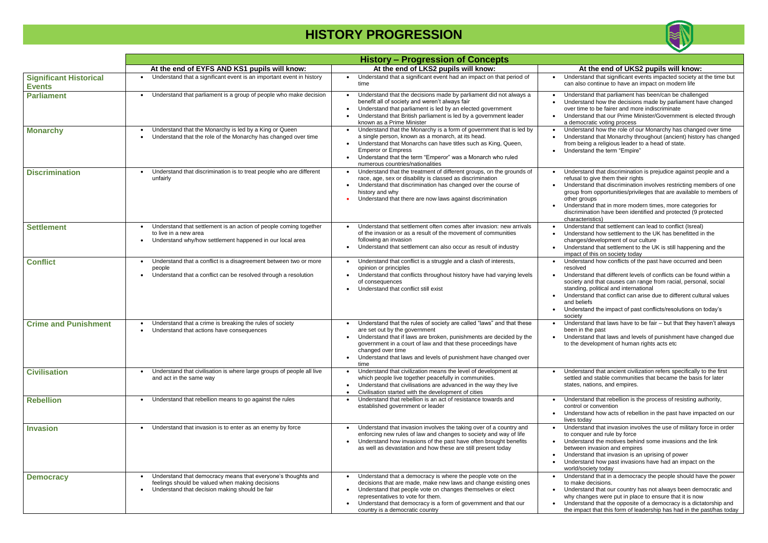# HISTORY PROGRESSION

| | History – Progression of Concepts | | |
|---|---|---|---|
| | **At the end of EYFS AND KS1 pupils will know:** | **At the end of LKS2 pupils will know:** | **At the end of UKS2 pupils will know:** |
| **Significant Historical Events** | • Understand that a significant event is an important event in history | • Understand that a significant event had an impact on that period of time | • Understand that significant events impacted society at the time but can also continue to have an impact on modern life |
| **Parliament** | • Understand that parliament is a group of people who make decision | • Understand that the decisions made by parliament did not always a benefit all of society and weren't always fair<br>• Understand that parliament is led by an elected government<br>• Understand that British parliament is led by a government leader known as a Prime Minister | • Understand that parliament has been/can be challenged<br>• Understand how the decisions made by parliament have changed over time to be fairer and more indiscriminate<br>• Understand that our Prime Minister/Government is elected through a democratic voting process |
| **Monarchy** | • Understand that the Monarchy is led by a King or Queen<br>• Understand that the role of the Monarchy has changed over time | • Understand that the Monarchy is a form of government that is led by a single person, known as a monarch, at its head.<br>• Understand that Monarchs can have titles such as King, Queen, Emperor or Empress<br>• Understand that the term "Emperor" was a Monarch who ruled numerous countries/nationalities | • Understand how the role of our Monarchy has changed over time<br>• Understand that Monarchy throughout (ancient) history has changed from being a religious leader to a head of state.<br>• Understand the term "Empire" |
| **Discrimination** | • Understand that discrimination is to treat people who are different unfairly | • Understand that the treatment of different groups, on the grounds of race, age, sex or disability is classed as discrimination<br>• Understand that discrimination has changed over the course of history and why<br>• Understand that there are now laws against discrimination | • Understand that discrimination is prejudice against people and a refusal to give them their rights<br>• Understand that discrimination involves restricting members of one group from opportunities/privileges that are available to members of other groups<br>• Understand that in more modern times, more categories for discrimination have been identified and protected (9 protected characteristics) |
| **Settlement** | • Understand that settlement is an action of people coming together to live in a new area<br>• Understand why/how settlement happened in our local area | • Understand that settlement often comes after invasion: new arrivals of the invasion or as a result of the movement of communities following an invasion<br>• Understand that settlement can also occur as result of industry | • Understand that settlement can lead to conflict (Isreal)<br>• Understand how settlement to the UK has benefitted in the changes/development of our culture<br>• Understand that settlement to the UK is still happening and the impact of this on society today |
| **Conflict** | • Understand that a conflict is a disagreement between two or more people<br>• Understand that a conflict can be resolved through a resolution | • Understand that conflict is a struggle and a clash of interests, opinion or principles<br>• Understand that conflicts throughout history have had varying levels of consequences<br>• Understand that conflict still exist | • Understand how conflicts of the past have occurred and been resolved<br>• Understand that different levels of conflicts can be found within a society and that causes can range from racial, personal, social standing, political and international<br>• Understand that conflict can arise due to different cultural values and beliefs<br>• Understand the impact of past conflicts/resolutions on today's society |
| **Crime and Punishment** | • Understand that a crime is breaking the rules of society<br>• Understand that actions have consequences | • Understand that the rules of society are called "laws" and that these are set out by the government<br>• Understand that if laws are broken, punishments are decided by the government in a court of law and that these proceedings have changed over time<br>• Understand that laws and levels of punishment have changed over time | • Understand that laws have to be fair – but that they haven't always been in the past<br>• Understand that laws and levels of punishment have changed due to the development of human rights acts etc |
| **Civilisation** | • Understand that civilisation is where large groups of people all live and act in the same way | • Understand that civilization means the level of development at which people live together peacefully in communities.<br>• Understand that civilisations are advanced in the way they live<br>• Civilisation started with the development of cities | • Understand that ancient civilization refers specifically to the first settled and stable communities that became the basis for later states, nations, and empires. |
| **Rebellion** | • Understand that rebellion means to go against the rules | • Understand that rebellion is an act of resistance towards and established government or leader | • Understand that rebellion is the process of resisting authority, control or convention<br>• Understand how acts of rebellion in the past have impacted on our lives today |
| **Invasion** | • Understand that invasion is to enter as an enemy by force | • Understand that invasion involves the taking over of a country and enforcing new rules of law and changes to society and way of life<br>• Understand how invasions of the past have often brought benefits as well as devastation and how these are still present today | • Understand that invasion involves the use of military force in order to conquer and rule by force<br>• Understand the motives behind some invasions and the link between invasion and empires<br>• Understand that invasion is an uprising of power<br>• Understand how past invasions have had an impact on the world/society today |
| **Democracy** | • Understand that democracy means that everyone's thoughts and feelings should be valued when making decisions<br>• Understand that decision making should be fair | • Understand that a democracy is where the people vote on the decisions that are made, make new laws and change existing ones<br>• Understand that people vote on changes themselves or elect representatives to vote for them.<br>• Understand that democracy is a form of government and that our country is a democratic country | • Understand that in a democracy the people should have the power to make decisions.<br>• Understand that our country has not always been democratic and why changes were put in place to ensure that it is now<br>• Understand that the opposite of a democracy is a dictatorship and the impact that this form of leadership has had in the past/has today |